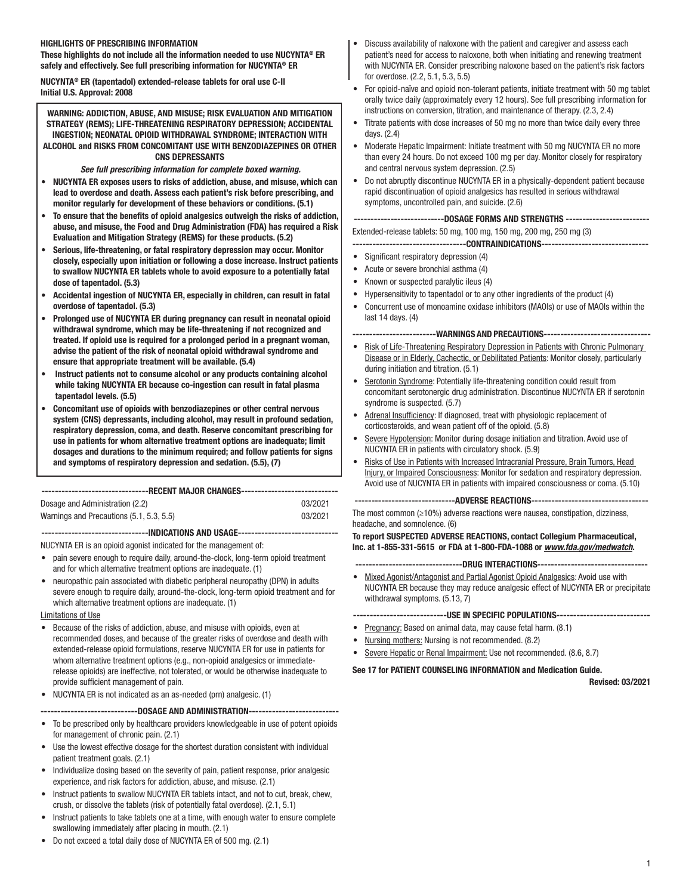**HIGHLIGHTS OF PRESCRIBING INFORMATION**
**These highlights do not include all the information needed to use NUCYNTA® ER safely and effectively. See full prescribing information for NUCYNTA® ER**

**NUCYNTA® ER (tapentadol) extended-release tablets for oral use C-II**
**Initial U.S. Approval: 2008**

**WARNING: ADDICTION, ABUSE, AND MISUSE; RISK EVALUATION AND MITIGATION STRATEGY (REMS); LIFE-THREATENING RESPIRATORY DEPRESSION; ACCIDENTAL INGESTION; NEONATAL OPIOID WITHDRAWAL SYNDROME; INTERACTION WITH ALCOHOL and RISKS FROM CONCOMITANT USE WITH BENZODIAZEPINES OR OTHER CNS DEPRESSANTS**

***See full prescribing information for complete boxed warning.***

- **NUCYNTA ER exposes users to risks of addiction, abuse, and misuse, which can lead to overdose and death. Assess each patient's risk before prescribing, and monitor regularly for development of these behaviors or conditions. (5.1)**
- **To ensure that the benefits of opioid analgesics outweigh the risks of addiction, abuse, and misuse, the Food and Drug Administration (FDA) has required a Risk Evaluation and Mitigation Strategy (REMS) for these products. (5.2)**
- **Serious, life-threatening, or fatal respiratory depression may occur. Monitor closely, especially upon initiation or following a dose increase. Instruct patients to swallow NUCYNTA ER tablets whole to avoid exposure to a potentially fatal dose of tapentadol. (5.3)**
- **Accidental ingestion of NUCYNTA ER, especially in children, can result in fatal overdose of tapentadol. (5.3)**
- **Prolonged use of NUCYNTA ER during pregnancy can result in neonatal opioid withdrawal syndrome, which may be life-threatening if not recognized and treated. If opioid use is required for a prolonged period in a pregnant woman, advise the patient of the risk of neonatal opioid withdrawal syndrome and ensure that appropriate treatment will be available. (5.4)**
- **Instruct patients not to consume alcohol or any products containing alcohol while taking NUCYNTA ER because co-ingestion can result in fatal plasma tapentadol levels. (5.5)**
- **Concomitant use of opioids with benzodiazepines or other central nervous system (CNS) depressants, including alcohol, may result in profound sedation, respiratory depression, coma, and death. Reserve concomitant prescribing for use in patients for whom alternative treatment options are inadequate; limit dosages and durations to the minimum required; and follow patients for signs and symptoms of respiratory depression and sedation. (5.5), (7)**

**---RECENT MAJOR CHANGES---**

| | |
|---|---|
| Dosage and Administration (2.2) | 03/2021 |
| Warnings and Precautions (5.1, 5.3, 5.5) | 03/2021 |

**---INDICATIONS AND USAGE---**

NUCYNTA ER is an opioid agonist indicated for the management of:

- pain severe enough to require daily, around-the-clock, long-term opioid treatment and for which alternative treatment options are inadequate. (1)
- neuropathic pain associated with diabetic peripheral neuropathy (DPN) in adults severe enough to require daily, around-the-clock, long-term opioid treatment and for which alternative treatment options are inadequate. (1)

Limitations of Use

- Because of the risks of addiction, abuse, and misuse with opioids, even at recommended doses, and because of the greater risks of overdose and death with extended-release opioid formulations, reserve NUCYNTA ER for use in patients for whom alternative treatment options (e.g., non-opioid analgesics or immediate-release opioids) are ineffective, not tolerated, or would be otherwise inadequate to provide sufficient management of pain.
- NUCYNTA ER is not indicated as an as-needed (prn) analgesic. (1)

**---DOSAGE AND ADMINISTRATION---**

- To be prescribed only by healthcare providers knowledgeable in use of potent opioids for management of chronic pain. (2.1)
- Use the lowest effective dosage for the shortest duration consistent with individual patient treatment goals. (2.1)
- Individualize dosing based on the severity of pain, patient response, prior analgesic experience, and risk factors for addiction, abuse, and misuse. (2.1)
- Instruct patients to swallow NUCYNTA ER tablets intact, and not to cut, break, chew, crush, or dissolve the tablets (risk of potentially fatal overdose). (2.1, 5.1)
- Instruct patients to take tablets one at a time, with enough water to ensure complete swallowing immediately after placing in mouth. (2.1)
- Do not exceed a total daily dose of NUCYNTA ER of 500 mg. (2.1)
- Discuss availability of naloxone with the patient and caregiver and assess each patient's need for access to naloxone, both when initiating and renewing treatment with NUCYNTA ER. Consider prescribing naloxone based on the patient's risk factors for overdose. (2.2, 5.1, 5.3, 5.5)
- For opioid-naïve and opioid non-tolerant patients, initiate treatment with 50 mg tablet orally twice daily (approximately every 12 hours). See full prescribing information for instructions on conversion, titration, and maintenance of therapy. (2.3, 2.4)
- Titrate patients with dose increases of 50 mg no more than twice daily every three days. (2.4)
- Moderate Hepatic Impairment: Initiate treatment with 50 mg NUCYNTA ER no more than every 24 hours. Do not exceed 100 mg per day. Monitor closely for respiratory and central nervous system depression. (2.5)
- Do not abruptly discontinue NUCYNTA ER in a physically-dependent patient because rapid discontinuation of opioid analgesics has resulted in serious withdrawal symptoms, uncontrolled pain, and suicide. (2.6)

**---DOSAGE FORMS AND STRENGTHS---**

Extended-release tablets: 50 mg, 100 mg, 150 mg, 200 mg, 250 mg (3)

**---CONTRAINDICATIONS---**

- Significant respiratory depression (4)
- Acute or severe bronchial asthma (4)
- Known or suspected paralytic ileus (4)
- Hypersensitivity to tapentadol or to any other ingredients of the product (4)
- Concurrent use of monoamine oxidase inhibitors (MAOIs) or use of MAOIs within the last 14 days. (4)

**---WARNINGS AND PRECAUTIONS---**

- Risk of Life-Threatening Respiratory Depression in Patients with Chronic Pulmonary Disease or in Elderly, Cachectic, or Debilitated Patients: Monitor closely, particularly during initiation and titration. (5.1)
- Serotonin Syndrome: Potentially life-threatening condition could result from concomitant serotonergic drug administration. Discontinue NUCYNTA ER if serotonin syndrome is suspected. (5.7)
- Adrenal Insufficiency: If diagnosed, treat with physiologic replacement of corticosteroids, and wean patient off of the opioid. (5.8)
- Severe Hypotension: Monitor during dosage initiation and titration. Avoid use of NUCYNTA ER in patients with circulatory shock. (5.9)
- Risks of Use in Patients with Increased Intracranial Pressure, Brain Tumors, Head Injury, or Impaired Consciousness: Monitor for sedation and respiratory depression. Avoid use of NUCYNTA ER in patients with impaired consciousness or coma. (5.10)

**---ADVERSE REACTIONS---**

The most common (≥10%) adverse reactions were nausea, constipation, dizziness, headache, and somnolence. (6)

**To report SUSPECTED ADVERSE REACTIONS, contact Collegium Pharmaceutical, Inc. at 1-855-331-5615 or FDA at 1-800-FDA-1088 or *www.fda.gov/medwatch*.**

**---DRUG INTERACTIONS---**

- Mixed Agonist/Antagonist and Partial Agonist Opioid Analgesics: Avoid use with NUCYNTA ER because they may reduce analgesic effect of NUCYNTA ER or precipitate withdrawal symptoms. (5.13, 7)

**---USE IN SPECIFIC POPULATIONS---**

- Pregnancy: Based on animal data, may cause fetal harm. (8.1)
- Nursing mothers: Nursing is not recommended. (8.2)
- Severe Hepatic or Renal Impairment: Use not recommended. (8.6, 8.7)

**See 17 for PATIENT COUNSELING INFORMATION and Medication Guide.**

**Revised: 03/2021**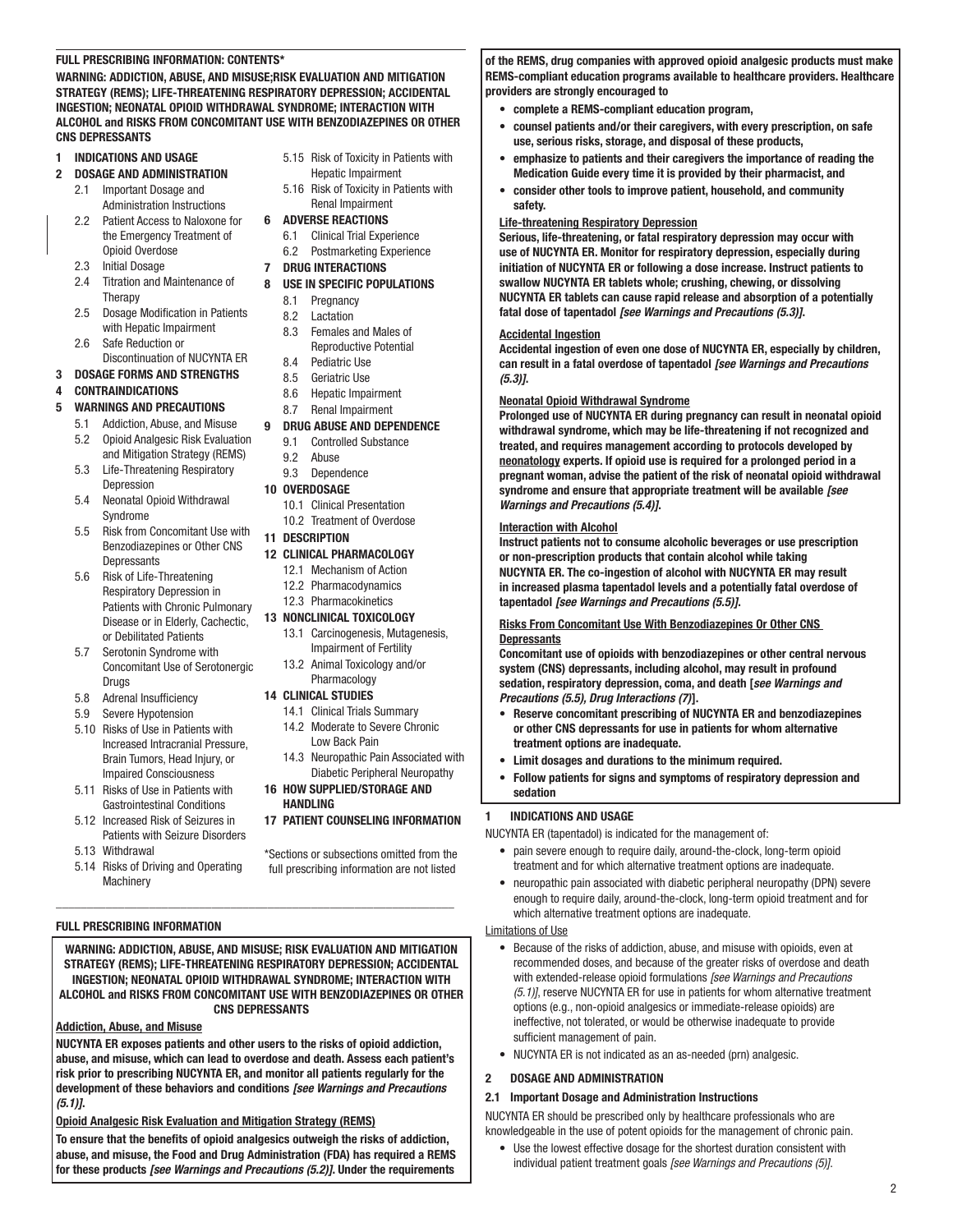**FULL PRESCRIBING INFORMATION: CONTENTS***

**WARNING: ADDICTION, ABUSE, AND MISUSE;RISK EVALUATION AND MITIGATION STRATEGY (REMS); LIFE-THREATENING RESPIRATORY DEPRESSION; ACCIDENTAL INGESTION; NEONATAL OPIOID WITHDRAWAL SYNDROME; INTERACTION WITH ALCOHOL and RISKS FROM CONCOMITANT USE WITH BENZODIAZEPINES OR OTHER CNS DEPRESSANTS**

**1 INDICATIONS AND USAGE**

**2 DOSAGE AND ADMINISTRATION**
- 2.1 Important Dosage and Administration Instructions
- 2.2 Patient Access to Naloxone for the Emergency Treatment of Opioid Overdose
- 2.3 Initial Dosage
- 2.4 Titration and Maintenance of Therapy
- 2.5 Dosage Modification in Patients with Hepatic Impairment
- 2.6 Safe Reduction or Discontinuation of NUCYNTA ER

**3 DOSAGE FORMS AND STRENGTHS**

**4 CONTRAINDICATIONS**

**5 WARNINGS AND PRECAUTIONS**
- 5.1 Addiction, Abuse, and Misuse
- 5.2 Opioid Analgesic Risk Evaluation and Mitigation Strategy (REMS)
- 5.3 Life-Threatening Respiratory Depression
- 5.4 Neonatal Opioid Withdrawal Syndrome
- 5.5 Risk from Concomitant Use with Benzodiazepines or Other CNS Depressants
- 5.6 Risk of Life-Threatening Respiratory Depression in Patients with Chronic Pulmonary Disease or in Elderly, Cachectic, or Debilitated Patients
- 5.7 Serotonin Syndrome with Concomitant Use of Serotonergic Drugs
- 5.8 Adrenal Insufficiency
- 5.9 Severe Hypotension
- 5.10 Risks of Use in Patients with Increased Intracranial Pressure, Brain Tumors, Head Injury, or Impaired Consciousness
- 5.11 Risks of Use in Patients with Gastrointestinal Conditions
- 5.12 Increased Risk of Seizures in Patients with Seizure Disorders
- 5.13 Withdrawal
- 5.14 Risks of Driving and Operating Machinery
- 5.15 Risk of Toxicity in Patients with Hepatic Impairment
- 5.16 Risk of Toxicity in Patients with Renal Impairment

**6 ADVERSE REACTIONS**
- 6.1 Clinical Trial Experience
- 6.2 Postmarketing Experience

**7 DRUG INTERACTIONS**

**8 USE IN SPECIFIC POPULATIONS**
- 8.1 Pregnancy
- 8.2 Lactation
- 8.3 Females and Males of Reproductive Potential
- 8.4 Pediatric Use
- 8.5 Geriatric Use
- 8.6 Hepatic Impairment
- 8.7 Renal Impairment

**9 DRUG ABUSE AND DEPENDENCE**
- 9.1 Controlled Substance
- 9.2 Abuse
- 9.3 Dependence

**10 OVERDOSAGE**
- 10.1 Clinical Presentation
- 10.2 Treatment of Overdose

**11 DESCRIPTION**

**12 CLINICAL PHARMACOLOGY**
- 12.1 Mechanism of Action
- 12.2 Pharmacodynamics
- 12.3 Pharmacokinetics

**13 NONCLINICAL TOXICOLOGY**
- 13.1 Carcinogenesis, Mutagenesis, Impairment of Fertility
- 13.2 Animal Toxicology and/or Pharmacology

**14 CLINICAL STUDIES**
- 14.1 Clinical Trials Summary
- 14.2 Moderate to Severe Chronic Low Back Pain
- 14.3 Neuropathic Pain Associated with Diabetic Peripheral Neuropathy

**16 HOW SUPPLIED/STORAGE AND HANDLING**

**17 PATIENT COUNSELING INFORMATION**

*Sections or subsections omitted from the full prescribing information are not listed

**FULL PRESCRIBING INFORMATION**

**WARNING: ADDICTION, ABUSE, AND MISUSE; RISK EVALUATION AND MITIGATION STRATEGY (REMS); LIFE-THREATENING RESPIRATORY DEPRESSION; ACCIDENTAL INGESTION; NEONATAL OPIOID WITHDRAWAL SYNDROME; INTERACTION WITH ALCOHOL and RISKS FROM CONCOMITANT USE WITH BENZODIAZEPINES OR OTHER CNS DEPRESSANTS**

**Addiction, Abuse, and Misuse**

**NUCYNTA ER exposes patients and other users to the risks of opioid addiction, abuse, and misuse, which can lead to overdose and death. Assess each patient's risk prior to prescribing NUCYNTA ER, and monitor all patients regularly for the development of these behaviors and conditions *[see Warnings and Precautions (5.1)]*.**

**Opioid Analgesic Risk Evaluation and Mitigation Strategy (REMS)**

**To ensure that the benefits of opioid analgesics outweigh the risks of addiction, abuse, and misuse, the Food and Drug Administration (FDA) has required a REMS for these products *[see Warnings and Precautions (5.2)]*. Under the requirements of the REMS, drug companies with approved opioid analgesic products must make REMS-compliant education programs available to healthcare providers. Healthcare providers are strongly encouraged to**

- **complete a REMS-compliant education program,**
- **counsel patients and/or their caregivers, with every prescription, on safe use, serious risks, storage, and disposal of these products,**
- **emphasize to patients and their caregivers the importance of reading the Medication Guide every time it is provided by their pharmacist, and**
- **consider other tools to improve patient, household, and community safety.**

**Life-threatening Respiratory Depression**

**Serious, life-threatening, or fatal respiratory depression may occur with use of NUCYNTA ER. Monitor for respiratory depression, especially during initiation of NUCYNTA ER or following a dose increase. Instruct patients to swallow NUCYNTA ER tablets whole; crushing, chewing, or dissolving NUCYNTA ER tablets can cause rapid release and absorption of a potentially fatal dose of tapentadol *[see Warnings and Precautions (5.3)]*.**

**Accidental Ingestion**

**Accidental ingestion of even one dose of NUCYNTA ER, especially by children, can result in a fatal overdose of tapentadol *[see Warnings and Precautions (5.3)]*.**

**Neonatal Opioid Withdrawal Syndrome**

**Prolonged use of NUCYNTA ER during pregnancy can result in neonatal opioid withdrawal syndrome, which may be life-threatening if not recognized and treated, and requires management according to protocols developed by neonatology experts. If opioid use is required for a prolonged period in a pregnant woman, advise the patient of the risk of neonatal opioid withdrawal syndrome and ensure that appropriate treatment will be available *[see Warnings and Precautions (5.4)]*.**

**Interaction with Alcohol**

**Instruct patients not to consume alcoholic beverages or use prescription or non-prescription products that contain alcohol while taking NUCYNTA ER. The co-ingestion of alcohol with NUCYNTA ER may result in increased plasma tapentadol levels and a potentially fatal overdose of tapentadol *[see Warnings and Precautions (5.5)]*.**

**Risks From Concomitant Use With Benzodiazepines Or Other CNS Depressants**

**Concomitant use of opioids with benzodiazepines or other central nervous system (CNS) depressants, including alcohol, may result in profound sedation, respiratory depression, coma, and death [*see Warnings and Precautions (5.5), Drug Interactions (7)*].**

- **Reserve concomitant prescribing of NUCYNTA ER and benzodiazepines or other CNS depressants for use in patients for whom alternative treatment options are inadequate.**
- **Limit dosages and durations to the minimum required.**
- **Follow patients for signs and symptoms of respiratory depression and sedation**

## 1 INDICATIONS AND USAGE

NUCYNTA ER (tapentadol) is indicated for the management of:

- pain severe enough to require daily, around-the-clock, long-term opioid treatment and for which alternative treatment options are inadequate.
- neuropathic pain associated with diabetic peripheral neuropathy (DPN) severe enough to require daily, around-the-clock, long-term opioid treatment and for which alternative treatment options are inadequate.

Limitations of Use

- Because of the risks of addiction, abuse, and misuse with opioids, even at recommended doses, and because of the greater risks of overdose and death with extended-release opioid formulations *[see Warnings and Precautions (5.1)]*, reserve NUCYNTA ER for use in patients for whom alternative treatment options (e.g., non-opioid analgesics or immediate-release opioids) are ineffective, not tolerated, or would be otherwise inadequate to provide sufficient management of pain.
- NUCYNTA ER is not indicated as an as-needed (prn) analgesic.

## 2 DOSAGE AND ADMINISTRATION

### 2.1 Important Dosage and Administration Instructions

NUCYNTA ER should be prescribed only by healthcare professionals who are knowledgeable in the use of potent opioids for the management of chronic pain.

- Use the lowest effective dosage for the shortest duration consistent with individual patient treatment goals *[see Warnings and Precautions (5)]*.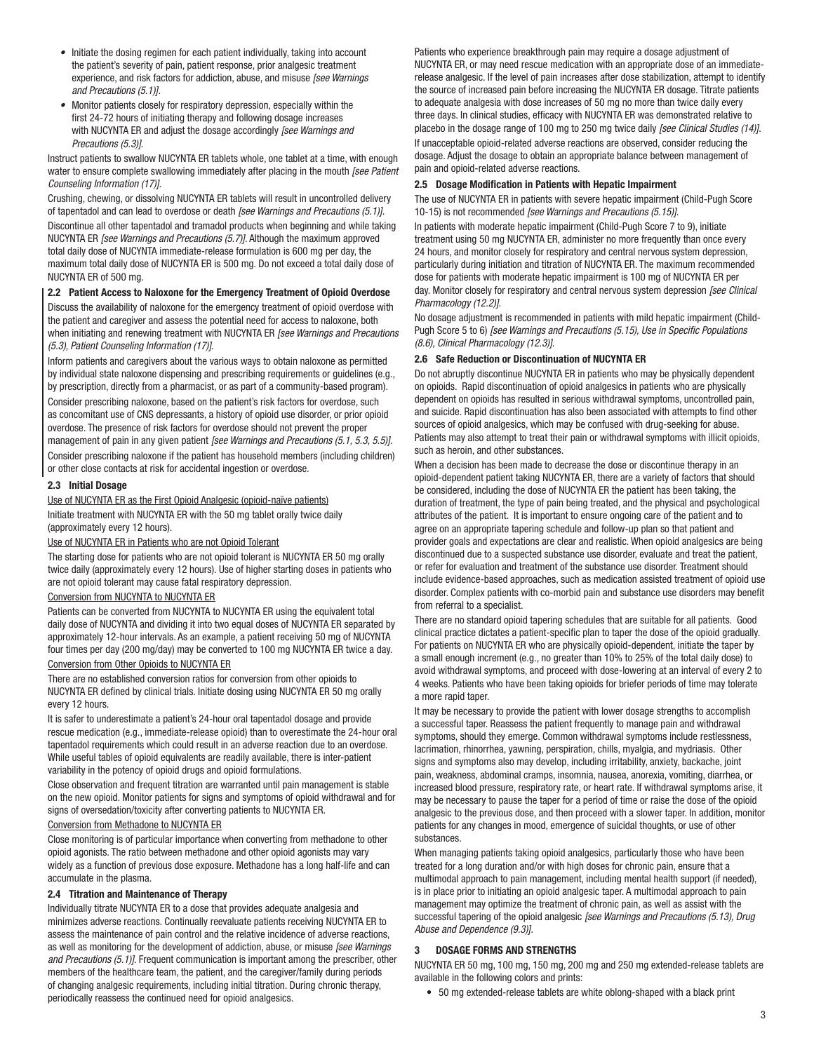- Initiate the dosing regimen for each patient individually, taking into account the patient's severity of pain, patient response, prior analgesic treatment experience, and risk factors for addiction, abuse, and misuse *[see Warnings and Precautions (5.1)]*.
- Monitor patients closely for respiratory depression, especially within the first 24-72 hours of initiating therapy and following dosage increases with NUCYNTA ER and adjust the dosage accordingly *[see Warnings and Precautions (5.3)]*.

Instruct patients to swallow NUCYNTA ER tablets whole, one tablet at a time, with enough water to ensure complete swallowing immediately after placing in the mouth *[see Patient Counseling Information (17)]*.

Crushing, chewing, or dissolving NUCYNTA ER tablets will result in uncontrolled delivery of tapentadol and can lead to overdose or death *[see Warnings and Precautions (5.1)]*.

Discontinue all other tapentadol and tramadol products when beginning and while taking NUCYNTA ER *[see Warnings and Precautions (5.7)]*. Although the maximum approved total daily dose of NUCYNTA immediate-release formulation is 600 mg per day, the maximum total daily dose of NUCYNTA ER is 500 mg. Do not exceed a total daily dose of NUCYNTA ER of 500 mg.

### 2.2 Patient Access to Naloxone for the Emergency Treatment of Opioid Overdose

Discuss the availability of naloxone for the emergency treatment of opioid overdose with the patient and caregiver and assess the potential need for access to naloxone, both when initiating and renewing treatment with NUCYNTA ER *[see Warnings and Precautions (5.3), Patient Counseling Information (17)]*.

Inform patients and caregivers about the various ways to obtain naloxone as permitted by individual state naloxone dispensing and prescribing requirements or guidelines (e.g., by prescription, directly from a pharmacist, or as part of a community-based program).

Consider prescribing naloxone, based on the patient's risk factors for overdose, such as concomitant use of CNS depressants, a history of opioid use disorder, or prior opioid overdose. The presence of risk factors for overdose should not prevent the proper management of pain in any given patient *[see Warnings and Precautions (5.1, 5.3, 5.5)]*.

Consider prescribing naloxone if the patient has household members (including children) or other close contacts at risk for accidental ingestion or overdose.

### 2.3 Initial Dosage

Use of NUCYNTA ER as the First Opioid Analgesic (opioid-naïve patients)

Initiate treatment with NUCYNTA ER with the 50 mg tablet orally twice daily (approximately every 12 hours).

Use of NUCYNTA ER in Patients who are not Opioid Tolerant

The starting dose for patients who are not opioid tolerant is NUCYNTA ER 50 mg orally twice daily (approximately every 12 hours). Use of higher starting doses in patients who are not opioid tolerant may cause fatal respiratory depression.

Conversion from NUCYNTA to NUCYNTA ER

Patients can be converted from NUCYNTA to NUCYNTA ER using the equivalent total daily dose of NUCYNTA and dividing it into two equal doses of NUCYNTA ER separated by approximately 12-hour intervals. As an example, a patient receiving 50 mg of NUCYNTA four times per day (200 mg/day) may be converted to 100 mg NUCYNTA ER twice a day.

Conversion from Other Opioids to NUCYNTA ER

There are no established conversion ratios for conversion from other opioids to NUCYNTA ER defined by clinical trials. Initiate dosing using NUCYNTA ER 50 mg orally every 12 hours.

It is safer to underestimate a patient's 24-hour oral tapentadol dosage and provide rescue medication (e.g., immediate-release opioid) than to overestimate the 24-hour oral tapentadol requirements which could result in an adverse reaction due to an overdose. While useful tables of opioid equivalents are readily available, there is inter-patient variability in the potency of opioid drugs and opioid formulations.

Close observation and frequent titration are warranted until pain management is stable on the new opioid. Monitor patients for signs and symptoms of opioid withdrawal and for signs of oversedation/toxicity after converting patients to NUCYNTA ER.

Conversion from Methadone to NUCYNTA ER

Close monitoring is of particular importance when converting from methadone to other opioid agonists. The ratio between methadone and other opioid agonists may vary widely as a function of previous dose exposure. Methadone has a long half-life and can accumulate in the plasma.

### 2.4 Titration and Maintenance of Therapy

Individually titrate NUCYNTA ER to a dose that provides adequate analgesia and minimizes adverse reactions. Continually reevaluate patients receiving NUCYNTA ER to assess the maintenance of pain control and the relative incidence of adverse reactions, as well as monitoring for the development of addiction, abuse, or misuse *[see Warnings and Precautions (5.1)]*. Frequent communication is important among the prescriber, other members of the healthcare team, the patient, and the caregiver/family during periods of changing analgesic requirements, including initial titration. During chronic therapy, periodically reassess the continued need for opioid analgesics.

Patients who experience breakthrough pain may require a dosage adjustment of NUCYNTA ER, or may need rescue medication with an appropriate dose of an immediate-release analgesic. If the level of pain increases after dose stabilization, attempt to identify the source of increased pain before increasing the NUCYNTA ER dosage. Titrate patients to adequate analgesia with dose increases of 50 mg no more than twice daily every three days. In clinical studies, efficacy with NUCYNTA ER was demonstrated relative to placebo in the dosage range of 100 mg to 250 mg twice daily *[see Clinical Studies (14)]*.

If unacceptable opioid-related adverse reactions are observed, consider reducing the dosage. Adjust the dosage to obtain an appropriate balance between management of pain and opioid-related adverse reactions.

### 2.5 Dosage Modification in Patients with Hepatic Impairment

The use of NUCYNTA ER in patients with severe hepatic impairment (Child-Pugh Score 10-15) is not recommended *[see Warnings and Precautions (5.15)]*.

In patients with moderate hepatic impairment (Child-Pugh Score 7 to 9), initiate treatment using 50 mg NUCYNTA ER, administer no more frequently than once every 24 hours, and monitor closely for respiratory and central nervous system depression, particularly during initiation and titration of NUCYNTA ER. The maximum recommended dose for patients with moderate hepatic impairment is 100 mg of NUCYNTA ER per day. Monitor closely for respiratory and central nervous system depression *[see Clinical Pharmacology (12.2)]*.

No dosage adjustment is recommended in patients with mild hepatic impairment (Child-Pugh Score 5 to 6) *[see Warnings and Precautions (5.15), Use in Specific Populations (8.6), Clinical Pharmacology (12.3)]*.

### 2.6 Safe Reduction or Discontinuation of NUCYNTA ER

Do not abruptly discontinue NUCYNTA ER in patients who may be physically dependent on opioids. Rapid discontinuation of opioid analgesics in patients who are physically dependent on opioids has resulted in serious withdrawal symptoms, uncontrolled pain, and suicide. Rapid discontinuation has also been associated with attempts to find other sources of opioid analgesics, which may be confused with drug-seeking for abuse. Patients may also attempt to treat their pain or withdrawal symptoms with illicit opioids, such as heroin, and other substances.

When a decision has been made to decrease the dose or discontinue therapy in an opioid-dependent patient taking NUCYNTA ER, there are a variety of factors that should be considered, including the dose of NUCYNTA ER the patient has been taking, the duration of treatment, the type of pain being treated, and the physical and psychological attributes of the patient. It is important to ensure ongoing care of the patient and to agree on an appropriate tapering schedule and follow-up plan so that patient and provider goals and expectations are clear and realistic. When opioid analgesics are being discontinued due to a suspected substance use disorder, evaluate and treat the patient, or refer for evaluation and treatment of the substance use disorder. Treatment should include evidence-based approaches, such as medication assisted treatment of opioid use disorder. Complex patients with co-morbid pain and substance use disorders may benefit from referral to a specialist.

There are no standard opioid tapering schedules that are suitable for all patients. Good clinical practice dictates a patient-specific plan to taper the dose of the opioid gradually. For patients on NUCYNTA ER who are physically opioid-dependent, initiate the taper by a small enough increment (e.g., no greater than 10% to 25% of the total daily dose) to avoid withdrawal symptoms, and proceed with dose-lowering at an interval of every 2 to 4 weeks. Patients who have been taking opioids for briefer periods of time may tolerate a more rapid taper.

It may be necessary to provide the patient with lower dosage strengths to accomplish a successful taper. Reassess the patient frequently to manage pain and withdrawal symptoms, should they emerge. Common withdrawal symptoms include restlessness, lacrimation, rhinorrhea, yawning, perspiration, chills, myalgia, and mydriasis. Other signs and symptoms also may develop, including irritability, anxiety, backache, joint pain, weakness, abdominal cramps, insomnia, nausea, anorexia, vomiting, diarrhea, or increased blood pressure, respiratory rate, or heart rate. If withdrawal symptoms arise, it may be necessary to pause the taper for a period of time or raise the dose of the opioid analgesic to the previous dose, and then proceed with a slower taper. In addition, monitor patients for any changes in mood, emergence of suicidal thoughts, or use of other substances.

When managing patients taking opioid analgesics, particularly those who have been treated for a long duration and/or with high doses for chronic pain, ensure that a multimodal approach to pain management, including mental health support (if needed), is in place prior to initiating an opioid analgesic taper. A multimodal approach to pain management may optimize the treatment of chronic pain, as well as assist with the successful tapering of the opioid analgesic *[see Warnings and Precautions (5.13), Drug Abuse and Dependence (9.3)]*.

## 3 DOSAGE FORMS AND STRENGTHS

NUCYNTA ER 50 mg, 100 mg, 150 mg, 200 mg and 250 mg extended-release tablets are available in the following colors and prints:

- 50 mg extended-release tablets are white oblong-shaped with a black print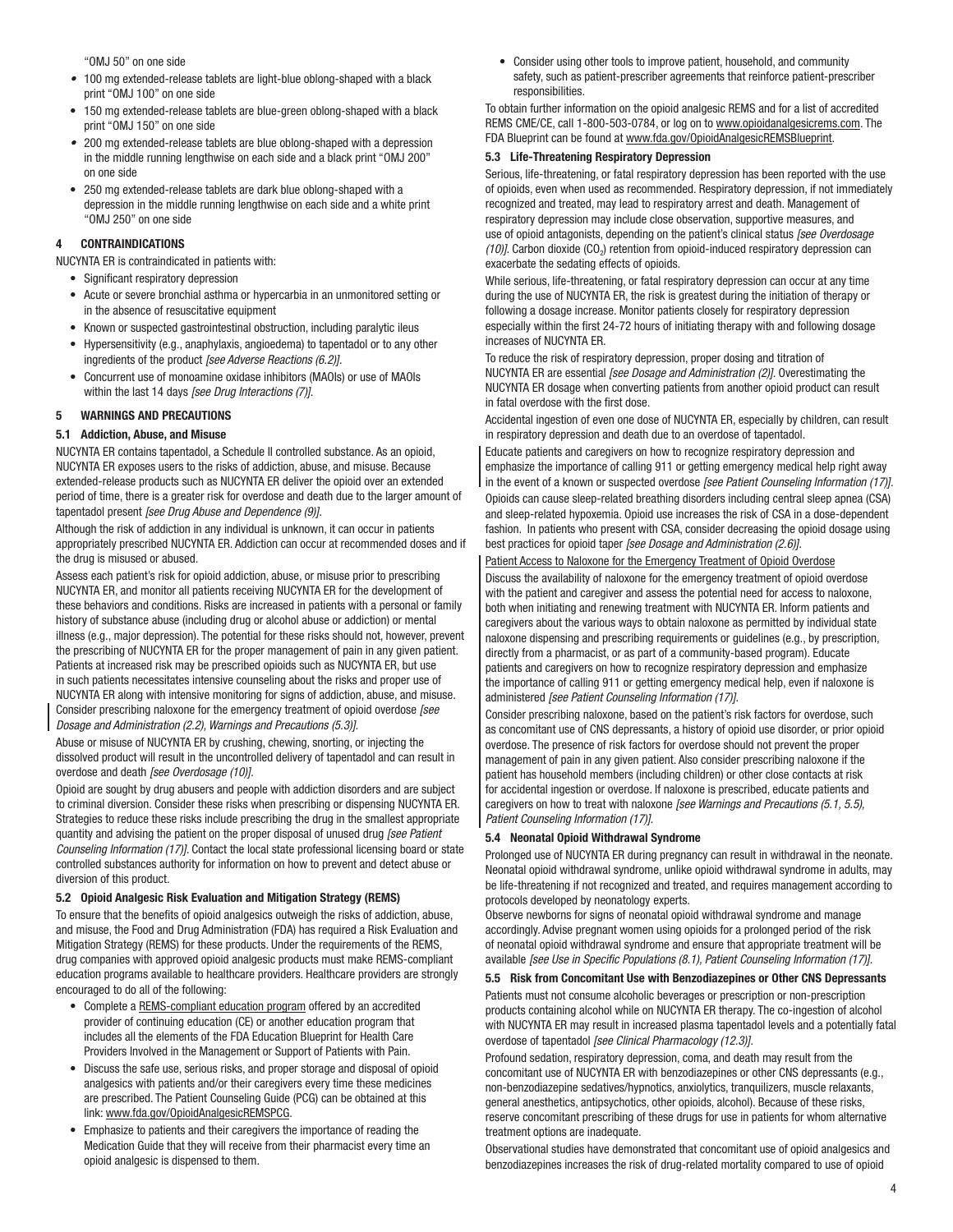"OMJ 50" on one side

- 100 mg extended-release tablets are light-blue oblong-shaped with a black print "OMJ 100" on one side
- 150 mg extended-release tablets are blue-green oblong-shaped with a black print "OMJ 150" on one side
- 200 mg extended-release tablets are blue oblong-shaped with a depression in the middle running lengthwise on each side and a black print "OMJ 200" on one side
- 250 mg extended-release tablets are dark blue oblong-shaped with a depression in the middle running lengthwise on each side and a white print "OMJ 250" on one side

## 4 CONTRAINDICATIONS

NUCYNTA ER is contraindicated in patients with:

- Significant respiratory depression
- Acute or severe bronchial asthma or hypercarbia in an unmonitored setting or in the absence of resuscitative equipment
- Known or suspected gastrointestinal obstruction, including paralytic ileus
- Hypersensitivity (e.g., anaphylaxis, angioedema) to tapentadol or to any other ingredients of the product *[see Adverse Reactions (6.2)]*.
- Concurrent use of monoamine oxidase inhibitors (MAOIs) or use of MAOIs within the last 14 days *[see Drug Interactions (7)]*.

## 5 WARNINGS AND PRECAUTIONS

### 5.1 Addiction, Abuse, and Misuse

NUCYNTA ER contains tapentadol, a Schedule II controlled substance. As an opioid, NUCYNTA ER exposes users to the risks of addiction, abuse, and misuse. Because extended-release products such as NUCYNTA ER deliver the opioid over an extended period of time, there is a greater risk for overdose and death due to the larger amount of tapentadol present *[see Drug Abuse and Dependence (9)]*.

Although the risk of addiction in any individual is unknown, it can occur in patients appropriately prescribed NUCYNTA ER. Addiction can occur at recommended doses and if the drug is misused or abused.

Assess each patient's risk for opioid addiction, abuse, or misuse prior to prescribing NUCYNTA ER, and monitor all patients receiving NUCYNTA ER for the development of these behaviors and conditions. Risks are increased in patients with a personal or family history of substance abuse (including drug or alcohol abuse or addiction) or mental illness (e.g., major depression). The potential for these risks should not, however, prevent the prescribing of NUCYNTA ER for the proper management of pain in any given patient. Patients at increased risk may be prescribed opioids such as NUCYNTA ER, but use in such patients necessitates intensive counseling about the risks and proper use of NUCYNTA ER along with intensive monitoring for signs of addiction, abuse, and misuse. Consider prescribing naloxone for the emergency treatment of opioid overdose *[see Dosage and Administration (2.2), Warnings and Precautions (5.3)]*.

Abuse or misuse of NUCYNTA ER by crushing, chewing, snorting, or injecting the dissolved product will result in the uncontrolled delivery of tapentadol and can result in overdose and death *[see Overdosage (10)]*.

Opioid are sought by drug abusers and people with addiction disorders and are subject to criminal diversion. Consider these risks when prescribing or dispensing NUCYNTA ER. Strategies to reduce these risks include prescribing the drug in the smallest appropriate quantity and advising the patient on the proper disposal of unused drug *[see Patient Counseling Information (17)]*. Contact the local state professional licensing board or state controlled substances authority for information on how to prevent and detect abuse or diversion of this product.

### 5.2 Opioid Analgesic Risk Evaluation and Mitigation Strategy (REMS)

To ensure that the benefits of opioid analgesics outweigh the risks of addiction, abuse, and misuse, the Food and Drug Administration (FDA) has required a Risk Evaluation and Mitigation Strategy (REMS) for these products. Under the requirements of the REMS, drug companies with approved opioid analgesic products must make REMS-compliant education programs available to healthcare providers. Healthcare providers are strongly encouraged to do all of the following:

- Complete a REMS-compliant education program offered by an accredited provider of continuing education (CE) or another education program that includes all the elements of the FDA Education Blueprint for Health Care Providers Involved in the Management or Support of Patients with Pain.
- Discuss the safe use, serious risks, and proper storage and disposal of opioid analgesics with patients and/or their caregivers every time these medicines are prescribed. The Patient Counseling Guide (PCG) can be obtained at this link: www.fda.gov/OpioidAnalgesicREMSPCG.
- Emphasize to patients and their caregivers the importance of reading the Medication Guide that they will receive from their pharmacist every time an opioid analgesic is dispensed to them.
- Consider using other tools to improve patient, household, and community safety, such as patient-prescriber agreements that reinforce patient-prescriber responsibilities.

To obtain further information on the opioid analgesic REMS and for a list of accredited REMS CME/CE, call 1-800-503-0784, or log on to www.opioidanalgesicrems.com. The FDA Blueprint can be found at www.fda.gov/OpioidAnalgesicREMSBlueprint.

### 5.3 Life-Threatening Respiratory Depression

Serious, life-threatening, or fatal respiratory depression has been reported with the use of opioids, even when used as recommended. Respiratory depression, if not immediately recognized and treated, may lead to respiratory arrest and death. Management of respiratory depression may include close observation, supportive measures, and use of opioid antagonists, depending on the patient's clinical status *[see Overdosage (10)]*. Carbon dioxide ($CO_2$) retention from opioid-induced respiratory depression can exacerbate the sedating effects of opioids.

While serious, life-threatening, or fatal respiratory depression can occur at any time during the use of NUCYNTA ER, the risk is greatest during the initiation of therapy or following a dosage increase. Monitor patients closely for respiratory depression especially within the first 24-72 hours of initiating therapy with and following dosage increases of NUCYNTA ER.

To reduce the risk of respiratory depression, proper dosing and titration of NUCYNTA ER are essential *[see Dosage and Administration (2)]*. Overestimating the NUCYNTA ER dosage when converting patients from another opioid product can result in fatal overdose with the first dose.

Accidental ingestion of even one dose of NUCYNTA ER, especially by children, can result in respiratory depression and death due to an overdose of tapentadol.

Educate patients and caregivers on how to recognize respiratory depression and emphasize the importance of calling 911 or getting emergency medical help right away in the event of a known or suspected overdose *[see Patient Counseling Information (17)]*.

Opioids can cause sleep-related breathing disorders including central sleep apnea (CSA) and sleep-related hypoxemia. Opioid use increases the risk of CSA in a dose-dependent fashion. In patients who present with CSA, consider decreasing the opioid dosage using best practices for opioid taper *[see Dosage and Administration (2.6)]*.

Patient Access to Naloxone for the Emergency Treatment of Opioid Overdose

Discuss the availability of naloxone for the emergency treatment of opioid overdose with the patient and caregiver and assess the potential need for access to naloxone, both when initiating and renewing treatment with NUCYNTA ER. Inform patients and caregivers about the various ways to obtain naloxone as permitted by individual state naloxone dispensing and prescribing requirements or guidelines (e.g., by prescription, directly from a pharmacist, or as part of a community-based program). Educate patients and caregivers on how to recognize respiratory depression and emphasize the importance of calling 911 or getting emergency medical help, even if naloxone is administered *[see Patient Counseling Information (17)]*.

Consider prescribing naloxone, based on the patient's risk factors for overdose, such as concomitant use of CNS depressants, a history of opioid use disorder, or prior opioid overdose. The presence of risk factors for overdose should not prevent the proper management of pain in any given patient. Also consider prescribing naloxone if the patient has household members (including children) or other close contacts at risk for accidental ingestion or overdose. If naloxone is prescribed, educate patients and caregivers on how to treat with naloxone *[see Warnings and Precautions (5.1, 5.5), Patient Counseling Information (17)]*.

### 5.4 Neonatal Opioid Withdrawal Syndrome

Prolonged use of NUCYNTA ER during pregnancy can result in withdrawal in the neonate. Neonatal opioid withdrawal syndrome, unlike opioid withdrawal syndrome in adults, may be life-threatening if not recognized and treated, and requires management according to protocols developed by neonatology experts.

Observe newborns for signs of neonatal opioid withdrawal syndrome and manage accordingly. Advise pregnant women using opioids for a prolonged period of the risk of neonatal opioid withdrawal syndrome and ensure that appropriate treatment will be available *[see Use in Specific Populations (8.1), Patient Counseling Information (17)]*.

### 5.5 Risk from Concomitant Use with Benzodiazepines or Other CNS Depressants

Patients must not consume alcoholic beverages or prescription or non-prescription products containing alcohol while on NUCYNTA ER therapy. The co-ingestion of alcohol with NUCYNTA ER may result in increased plasma tapentadol levels and a potentially fatal overdose of tapentadol *[see Clinical Pharmacology (12.3)]*.

Profound sedation, respiratory depression, coma, and death may result from the concomitant use of NUCYNTA ER with benzodiazepines or other CNS depressants (e.g., non-benzodiazepine sedatives/hypnotics, anxiolytics, tranquilizers, muscle relaxants, general anesthetics, antipsychotics, other opioids, alcohol). Because of these risks, reserve concomitant prescribing of these drugs for use in patients for whom alternative treatment options are inadequate.

Observational studies have demonstrated that concomitant use of opioid analgesics and benzodiazepines increases the risk of drug-related mortality compared to use of opioid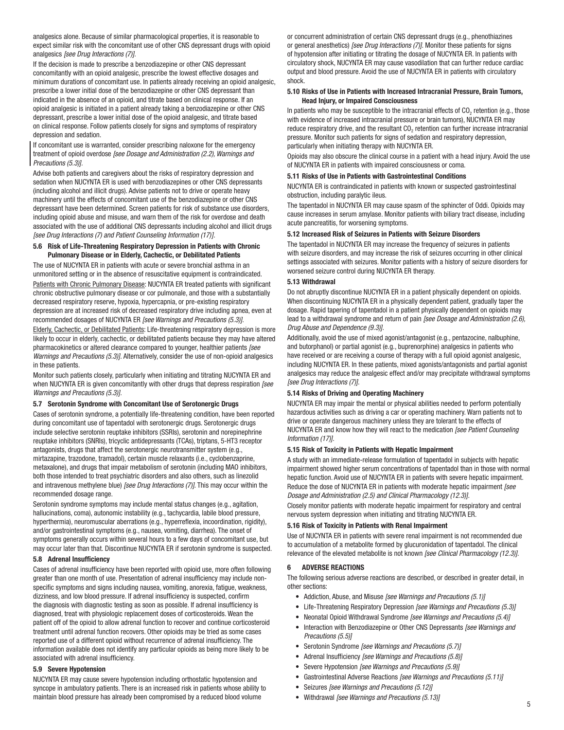analgesics alone. Because of similar pharmacological properties, it is reasonable to expect similar risk with the concomitant use of other CNS depressant drugs with opioid analgesics *[see Drug Interactions (7)]*.

If the decision is made to prescribe a benzodiazepine or other CNS depressant concomitantly with an opioid analgesic, prescribe the lowest effective dosages and minimum durations of concomitant use. In patients already receiving an opioid analgesic, prescribe a lower initial dose of the benzodiazepine or other CNS depressant than indicated in the absence of an opioid, and titrate based on clinical response. If an opioid analgesic is initiated in a patient already taking a benzodiazepine or other CNS depressant, prescribe a lower initial dose of the opioid analgesic, and titrate based on clinical response. Follow patients closely for signs and symptoms of respiratory depression and sedation.

If concomitant use is warranted, consider prescribing naloxone for the emergency treatment of opioid overdose *[see Dosage and Administration (2.2), Warnings and Precautions (5.3)]*.

Advise both patients and caregivers about the risks of respiratory depression and sedation when NUCYNTA ER is used with benzodiazepines or other CNS depressants (including alcohol and illicit drugs). Advise patients not to drive or operate heavy machinery until the effects of concomitant use of the benzodiazepine or other CNS depressant have been determined. Screen patients for risk of substance use disorders, including opioid abuse and misuse, and warn them of the risk for overdose and death associated with the use of additional CNS depressants including alcohol and illicit drugs *[see Drug Interactions (7) and Patient Counseling Information (17)]*.

### 5.6 Risk of Life-Threatening Respiratory Depression in Patients with Chronic Pulmonary Disease or in Elderly, Cachectic, or Debilitated Patients

The use of NUCYNTA ER in patients with acute or severe bronchial asthma in an unmonitored setting or in the absence of resuscitative equipment is contraindicated.

Patients with Chronic Pulmonary Disease: NUCYNTA ER treated patients with significant chronic obstructive pulmonary disease or cor pulmonale, and those with a substantially decreased respiratory reserve, hypoxia, hypercapnia, or pre-existing respiratory depression are at increased risk of decreased respiratory drive including apnea, even at recommended dosages of NUCYNTA ER *[see Warnings and Precautions (5.3)]*.

Elderly, Cachectic, or Debilitated Patients: Life-threatening respiratory depression is more likely to occur in elderly, cachectic, or debilitated patients because they may have altered pharmacokinetics or altered clearance compared to younger, healthier patients *[see Warnings and Precautions (5.3)]*. Alternatively, consider the use of non-opioid analgesics in these patients.

Monitor such patients closely, particularly when initiating and titrating NUCYNTA ER and when NUCYNTA ER is given concomitantly with other drugs that depress respiration *[see Warnings and Precautions (5.3)]*.

### 5.7 Serotonin Syndrome with Concomitant Use of Serotonergic Drugs

Cases of serotonin syndrome, a potentially life-threatening condition, have been reported during concomitant use of tapentadol with serotonergic drugs. Serotonergic drugs include selective serotonin reuptake inhibitors (SSRIs), serotonin and norepinephrine reuptake inhibitors (SNRIs), tricyclic antidepressants (TCAs), triptans, 5-HT3 receptor antagonists, drugs that affect the serotonergic neurotransmitter system (e.g., mirtazapine, trazodone, tramadol), certain muscle relaxants (i.e., cyclobenzaprine, metaxalone), and drugs that impair metabolism of serotonin (including MAO inhibitors, both those intended to treat psychiatric disorders and also others, such as linezolid and intravenous methylene blue) *[see Drug Interactions (7)]*. This may occur within the recommended dosage range.

Serotonin syndrome symptoms may include mental status changes (e.g., agitation, hallucinations, coma), autonomic instability (e.g., tachycardia, labile blood pressure, hyperthermia), neuromuscular aberrations (e.g., hyperreflexia, incoordination, rigidity), and/or gastrointestinal symptoms (e.g., nausea, vomiting, diarrhea). The onset of symptoms generally occurs within several hours to a few days of concomitant use, but may occur later than that. Discontinue NUCYNTA ER if serotonin syndrome is suspected.

### 5.8 Adrenal Insufficiency

Cases of adrenal insufficiency have been reported with opioid use, more often following greater than one month of use. Presentation of adrenal insufficiency may include non-specific symptoms and signs including nausea, vomiting, anorexia, fatigue, weakness, dizziness, and low blood pressure. If adrenal insufficiency is suspected, confirm the diagnosis with diagnostic testing as soon as possible. If adrenal insufficiency is diagnosed, treat with physiologic replacement doses of corticosteroids. Wean the patient off of the opioid to allow adrenal function to recover and continue corticosteroid treatment until adrenal function recovers. Other opioids may be tried as some cases reported use of a different opioid without recurrence of adrenal insufficiency. The information available does not identify any particular opioids as being more likely to be associated with adrenal insufficiency.

### 5.9 Severe Hypotension

NUCYNTA ER may cause severe hypotension including orthostatic hypotension and syncope in ambulatory patients. There is an increased risk in patients whose ability to maintain blood pressure has already been compromised by a reduced blood volume or concurrent administration of certain CNS depressant drugs (e.g., phenothiazines or general anesthetics) *[see Drug Interactions (7)]*. Monitor these patients for signs of hypotension after initiating or titrating the dosage of NUCYNTA ER. In patients with circulatory shock, NUCYNTA ER may cause vasodilation that can further reduce cardiac output and blood pressure. Avoid the use of NUCYNTA ER in patients with circulatory shock.

### 5.10 Risks of Use in Patients with Increased Intracranial Pressure, Brain Tumors, Head Injury, or Impaired Consciousness

In patients who may be susceptible to the intracranial effects of $CO_2$ retention (e.g., those with evidence of increased intracranial pressure or brain tumors), NUCYNTA ER may reduce respiratory drive, and the resultant $CO_2$ retention can further increase intracranial pressure. Monitor such patients for signs of sedation and respiratory depression, particularly when initiating therapy with NUCYNTA ER.

Opioids may also obscure the clinical course in a patient with a head injury. Avoid the use of NUCYNTA ER in patients with impaired consciousness or coma.

### 5.11 Risks of Use in Patients with Gastrointestinal Conditions

NUCYNTA ER is contraindicated in patients with known or suspected gastrointestinal obstruction, including paralytic ileus.

The tapentadol in NUCYNTA ER may cause spasm of the sphincter of Oddi. Opioids may cause increases in serum amylase. Monitor patients with biliary tract disease, including acute pancreatitis, for worsening symptoms.

### 5.12 Increased Risk of Seizures in Patients with Seizure Disorders

The tapentadol in NUCYNTA ER may increase the frequency of seizures in patients with seizure disorders, and may increase the risk of seizures occurring in other clinical settings associated with seizures. Monitor patients with a history of seizure disorders for worsened seizure control during NUCYNTA ER therapy.

### 5.13 Withdrawal

Do not abruptly discontinue NUCYNTA ER in a patient physically dependent on opioids. When discontinuing NUCYNTA ER in a physically dependent patient, gradually taper the dosage. Rapid tapering of tapentadol in a patient physically dependent on opioids may lead to a withdrawal syndrome and return of pain *[see Dosage and Administration (2.6), Drug Abuse and Dependence (9.3)]*.

Additionally, avoid the use of mixed agonist/antagonist (e.g., pentazocine, nalbuphine, and butorphanol) or partial agonist (e.g., buprenorphine) analgesics in patients who have received or are receiving a course of therapy with a full opioid agonist analgesic, including NUCYNTA ER. In these patients, mixed agonists/antagonists and partial agonist analgesics may reduce the analgesic effect and/or may precipitate withdrawal symptoms *[see Drug Interactions (7)]*.

### 5.14 Risks of Driving and Operating Machinery

NUCYNTA ER may impair the mental or physical abilities needed to perform potentially hazardous activities such as driving a car or operating machinery. Warn patients not to drive or operate dangerous machinery unless they are tolerant to the effects of NUCYNTA ER and know how they will react to the medication *[see Patient Counseling Information (17)]*.

### 5.15 Risk of Toxicity in Patients with Hepatic Impairment

A study with an immediate-release formulation of tapentadol in subjects with hepatic impairment showed higher serum concentrations of tapentadol than in those with normal hepatic function. Avoid use of NUCYNTA ER in patients with severe hepatic impairment. Reduce the dose of NUCYNTA ER in patients with moderate hepatic impairment *[see Dosage and Administration (2.5) and Clinical Pharmacology (12.3)]*.

Closely monitor patients with moderate hepatic impairment for respiratory and central nervous system depression when initiating and titrating NUCYNTA ER.

### 5.16 Risk of Toxicity in Patients with Renal Impairment

Use of NUCYNTA ER in patients with severe renal impairment is not recommended due to accumulation of a metabolite formed by glucuronidation of tapentadol. The clinical relevance of the elevated metabolite is not known *[see Clinical Pharmacology (12.3)]*.

## 6 ADVERSE REACTIONS

The following serious adverse reactions are described, or described in greater detail, in other sections:

- Addiction, Abuse, and Misuse *[see Warnings and Precautions (5.1)]*
- Life-Threatening Respiratory Depression *[see Warnings and Precautions (5.3)]*
- Neonatal Opioid Withdrawal Syndrome *[see Warnings and Precautions (5.4)]*
- Interaction with Benzodiazepine or Other CNS Depressants *[see Warnings and Precautions (5.5)]*
- Serotonin Syndrome *[see Warnings and Precautions (5.7)]*
- Adrenal Insufficiency *[see Warnings and Precautions (5.8)]*
- Severe Hypotension *[see Warnings and Precautions (5.9)]*
- Gastrointestinal Adverse Reactions *[see Warnings and Precautions (5.11)]*
- Seizures *[see Warnings and Precautions (5.12)]*
- Withdrawal *[see Warnings and Precautions (5.13)]*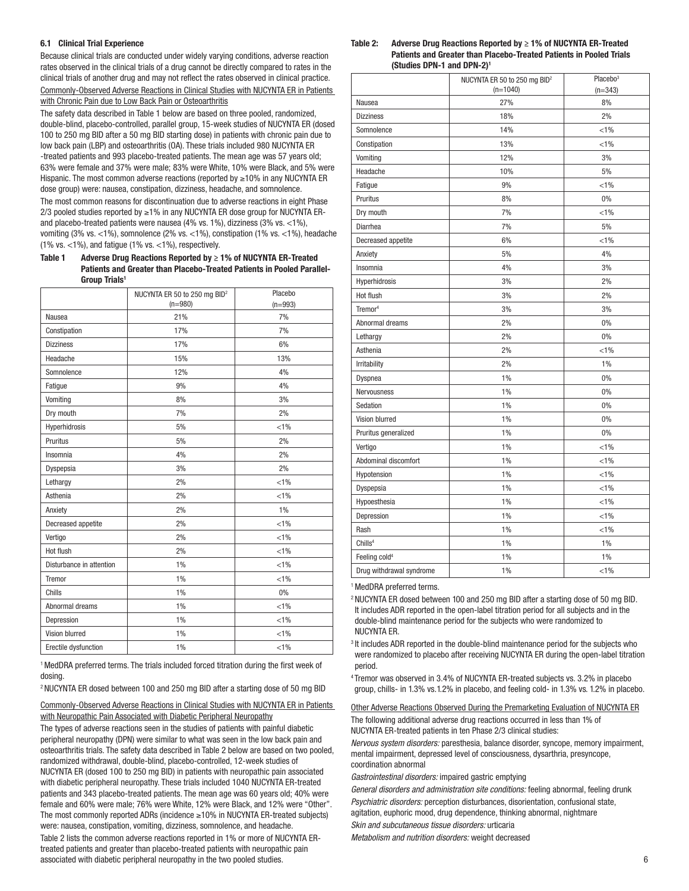### 6.1 Clinical Trial Experience

Because clinical trials are conducted under widely varying conditions, adverse reaction rates observed in the clinical trials of a drug cannot be directly compared to rates in the clinical trials of another drug and may not reflect the rates observed in clinical practice.

Commonly-Observed Adverse Reactions in Clinical Studies with NUCYNTA ER in Patients with Chronic Pain due to Low Back Pain or Osteoarthritis

The safety data described in Table 1 below are based on three pooled, randomized, double-blind, placebo-controlled, parallel group, 15-week studies of NUCYNTA ER (dosed 100 to 250 mg BID after a 50 mg BID starting dose) in patients with chronic pain due to low back pain (LBP) and osteoarthritis (OA). These trials included 980 NUCYNTA ER -treated patients and 993 placebo-treated patients. The mean age was 57 years old; 63% were female and 37% were male; 83% were White, 10% were Black, and 5% were Hispanic. The most common adverse reactions (reported by ≥10% in any NUCYNTA ER dose group) were: nausea, constipation, dizziness, headache, and somnolence.

The most common reasons for discontinuation due to adverse reactions in eight Phase 2/3 pooled studies reported by ≥1% in any NUCYNTA ER dose group for NUCYNTA ER- and placebo-treated patients were nausea (4% vs. 1%), dizziness (3% vs. <1%), vomiting (3% vs. <1%), somnolence (2% vs. <1%), constipation (1% vs. <1%), headache (1% vs. <1%), and fatigue (1% vs. <1%), respectively.

**Table 1 Adverse Drug Reactions Reported by ≥ 1% of NUCYNTA ER-Treated Patients and Greater than Placebo-Treated Patients in Pooled Parallel-Group Trials[1]**

| | NUCYNTA ER 50 to 250 mg BID[2] (n=980) | Placebo (n=993) |
|---|---|---|
| Nausea | 21% | 7% |
| Constipation | 17% | 7% |
| Dizziness | 17% | 6% |
| Headache | 15% | 13% |
| Somnolence | 12% | 4% |
| Fatigue | 9% | 4% |
| Vomiting | 8% | 3% |
| Dry mouth | 7% | 2% |
| Hyperhidrosis | 5% | <1% |
| Pruritus | 5% | 2% |
| Insomnia | 4% | 2% |
| Dyspepsia | 3% | 2% |
| Lethargy | 2% | <1% |
| Asthenia | 2% | <1% |
| Anxiety | 2% | 1% |
| Decreased appetite | 2% | <1% |
| Vertigo | 2% | <1% |
| Hot flush | 2% | <1% |
| Disturbance in attention | 1% | <1% |
| Tremor | 1% | <1% |
| Chills | 1% | 0% |
| Abnormal dreams | 1% | <1% |
| Depression | 1% | <1% |
| Vision blurred | 1% | <1% |
| Erectile dysfunction | 1% | <1% |

[1] MedDRA preferred terms. The trials included forced titration during the first week of dosing.

[2] NUCYNTA ER dosed between 100 and 250 mg BID after a starting dose of 50 mg BID

Commonly-Observed Adverse Reactions in Clinical Studies with NUCYNTA ER in Patients with Neuropathic Pain Associated with Diabetic Peripheral Neuropathy

The types of adverse reactions seen in the studies of patients with painful diabetic peripheral neuropathy (DPN) were similar to what was seen in the low back pain and osteoarthritis trials. The safety data described in Table 2 below are based on two pooled, randomized withdrawal, double-blind, placebo-controlled, 12-week studies of NUCYNTA ER (dosed 100 to 250 mg BID) in patients with neuropathic pain associated with diabetic peripheral neuropathy. These trials included 1040 NUCYNTA ER-treated patients and 343 placebo-treated patients. The mean age was 60 years old; 40% were female and 60% were male; 76% were White, 12% were Black, and 12% were "Other". The most commonly reported ADRs (incidence ≥10% in NUCYNTA ER-treated subjects) were: nausea, constipation, vomiting, dizziness, somnolence, and headache.

Table 2 lists the common adverse reactions reported in 1% or more of NUCYNTA ER-treated patients and greater than placebo-treated patients with neuropathic pain associated with diabetic peripheral neuropathy in the two pooled studies.

**Table 2: Adverse Drug Reactions Reported by ≥ 1% of NUCYNTA ER-Treated Patients and Greater than Placebo-Treated Patients in Pooled Trials (Studies DPN-1 and DPN-2)[1]**

| | NUCYNTA ER 50 to 250 mg BID[2] (n=1040) | Placebo[3] (n=343) |
|---|---|---|
| Nausea | 27% | 8% |
| Dizziness | 18% | 2% |
| Somnolence | 14% | <1% |
| Constipation | 13% | <1% |
| Vomiting | 12% | 3% |
| Headache | 10% | 5% |
| Fatigue | 9% | <1% |
| Pruritus | 8% | 0% |
| Dry mouth | 7% | <1% |
| Diarrhea | 7% | 5% |
| Decreased appetite | 6% | <1% |
| Anxiety | 5% | 4% |
| Insomnia | 4% | 3% |
| Hyperhidrosis | 3% | 2% |
| Hot flush | 3% | 2% |
| Tremor[4] | 3% | 3% |
| Abnormal dreams | 2% | 0% |
| Lethargy | 2% | 0% |
| Asthenia | 2% | <1% |
| Irritability | 2% | 1% |
| Dyspnea | 1% | 0% |
| Nervousness | 1% | 0% |
| Sedation | 1% | 0% |
| Vision blurred | 1% | 0% |
| Pruritus generalized | 1% | 0% |
| Vertigo | 1% | <1% |
| Abdominal discomfort | 1% | <1% |
| Hypotension | 1% | <1% |
| Dyspepsia | 1% | <1% |
| Hypoesthesia | 1% | <1% |
| Depression | 1% | <1% |
| Rash | 1% | <1% |
| Chills[4] | 1% | 1% |
| Feeling cold[4] | 1% | 1% |
| Drug withdrawal syndrome | 1% | <1% |

[1] MedDRA preferred terms.

[2] NUCYNTA ER dosed between 100 and 250 mg BID after a starting dose of 50 mg BID. It includes ADR reported in the open-label titration period for all subjects and in the double-blind maintenance period for the subjects who were randomized to NUCYNTA ER.

[3] It includes ADR reported in the double-blind maintenance period for the subjects who were randomized to placebo after receiving NUCYNTA ER during the open-label titration period.

[4] Tremor was observed in 3.4% of NUCYNTA ER-treated subjects vs. 3.2% in placebo group, chills- in 1.3% vs.1.2% in placebo, and feeling cold- in 1.3% vs. 1.2% in placebo.

Other Adverse Reactions Observed During the Premarketing Evaluation of NUCYNTA ER

The following additional adverse drug reactions occurred in less than 1% of NUCYNTA ER-treated patients in ten Phase 2/3 clinical studies:

*Nervous system disorders:* paresthesia, balance disorder, syncope, memory impairment, mental impairment, depressed level of consciousness, dysarthria, presyncope, coordination abnormal

*Gastrointestinal disorders:* impaired gastric emptying

*General disorders and administration site conditions:* feeling abnormal, feeling drunk

*Psychiatric disorders:* perception disturbances, disorientation, confusional state, agitation, euphoric mood, drug dependence, thinking abnormal, nightmare

*Skin and subcutaneous tissue disorders:* urticaria

*Metabolism and nutrition disorders:* weight decreased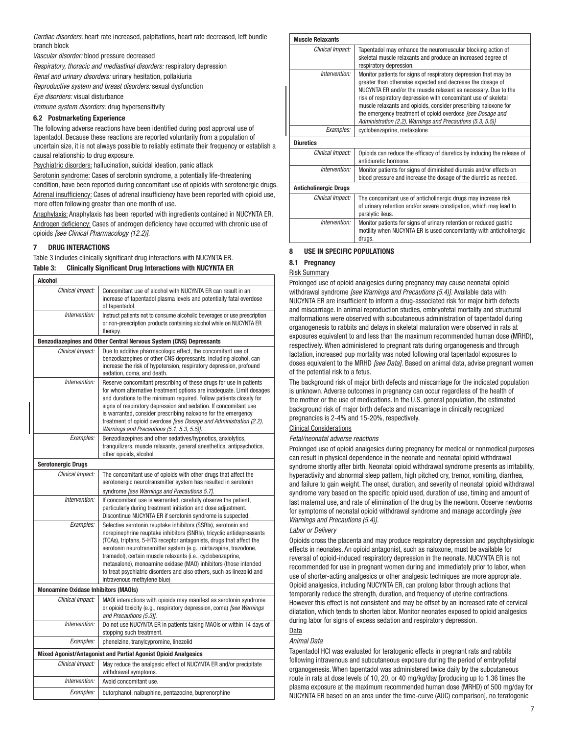*Cardiac disorders:* heart rate increased, palpitations, heart rate decreased, left bundle branch block

*Vascular disorder:* blood pressure decreased

*Respiratory, thoracic and mediastinal disorders:* respiratory depression

*Renal and urinary disorders:* urinary hesitation, pollakiuria

*Reproductive system and breast disorders:* sexual dysfunction

*Eye disorders:* visual disturbance

*Immune system disorders:* drug hypersensitivity

### 6.2 Postmarketing Experience

The following adverse reactions have been identified during post approval use of tapentadol. Because these reactions are reported voluntarily from a population of uncertain size, it is not always possible to reliably estimate their frequency or establish a causal relationship to drug exposure.

Psychiatric disorders: hallucination, suicidal ideation, panic attack

Serotonin syndrome: Cases of serotonin syndrome, a potentially life-threatening condition, have been reported during concomitant use of opioids with serotonergic drugs.

Adrenal insufficiency: Cases of adrenal insufficiency have been reported with opioid use, more often following greater than one month of use.

Anaphylaxis: Anaphylaxis has been reported with ingredients contained in NUCYNTA ER.

Androgen deficiency: Cases of androgen deficiency have occurred with chronic use of opioids *[see Clinical Pharmacology (12.2)]*.

## 7 DRUG INTERACTIONS

Table 3 includes clinically significant drug interactions with NUCYNTA ER.

**Table 3: Clinically Significant Drug Interactions with NUCYNTA ER**

| **Alcohol** | |
|---|---|
| *Clinical Impact:* | Concomitant use of alcohol with NUCYNTA ER can result in an increase of tapentadol plasma levels and potentially fatal overdose of tapentadol. |
| *Intervention:* | Instruct patients not to consume alcoholic beverages or use prescription or non-prescription products containing alcohol while on NUCYNTA ER therapy. |
| **Benzodiazepines and Other Central Nervous System (CNS) Depressants** | |
| *Clinical Impact:* | Due to additive pharmacologic effect, the concomitant use of benzodiazepines or other CNS depressants, including alcohol, can increase the risk of hypotension, respiratory depression, profound sedation, coma, and death. |
| *Intervention:* | Reserve concomitant prescribing of these drugs for use in patients for whom alternative treatment options are inadequate. Limit dosages and durations to the minimum required. Follow patients closely for signs of respiratory depression and sedation. If concomitant use is warranted, consider prescribing naloxone for the emergency treatment of opioid overdose *[see Dosage and Administration (2.2), Warnings and Precautions (5.1, 5.3, 5.5)]*. |
| *Examples:* | Benzodiazepines and other sedatives/hypnotics, anxiolytics, tranquilizers, muscle relaxants, general anesthetics, antipsychotics, other opioids, alcohol |
| **Serotonergic Drugs** | |
| *Clinical Impact:* | The concomitant use of opioids with other drugs that affect the serotonergic neurotransmitter system has resulted in serotonin syndrome *[see Warnings and Precautions 5.7]*. |
| *Intervention:* | If concomitant use is warranted, carefully observe the patient, particularly during treatment initiation and dose adjustment. Discontinue NUCYNTA ER if serotonin syndrome is suspected. |
| *Examples:* | Selective serotonin reuptake inhibitors (SSRIs), serotonin and norepinephrine reuptake inhibitors (SNRIs), tricyclic antidepressants (TCAs), triptans, 5-HT3 receptor antagonists, drugs that affect the serotonin neurotransmitter system (e.g., mirtazapine, trazodone, tramadol), certain muscle relaxants (i.e., cyclobenzaprine, metaxalone), monoamine oxidase (MAO) inhibitors (those intended to treat psychiatric disorders and also others, such as linezolid and intravenous methylene blue) |
| **Monoamine Oxidase Inhibitors (MAOIs)** | |
| *Clinical Impact:* | MAOI interactions with opioids may manifest as serotonin syndrome or opioid toxicity (e.g., respiratory depression, coma) *[see Warnings and Precautions (5.3)]*. |
| *Intervention:* | Do not use NUCYNTA ER in patients taking MAOIs or within 14 days of stopping such treatment. |
| *Examples:* | phenelzine, tranylcypromine, linezolid |
| **Mixed Agonist/Antagonist and Partial Agonist Opioid Analgesics** | |
| *Clinical Impact:* | May reduce the analgesic effect of NUCYNTA ER and/or precipitate withdrawal symptoms. |
| *Intervention:* | Avoid concomitant use. |
| *Examples:* | butorphanol, nalbuphine, pentazocine, buprenorphine |
| **Muscle Relaxants** | |
| *Clinical Impact:* | Tapentadol may enhance the neuromuscular blocking action of skeletal muscle relaxants and produce an increased degree of respiratory depression. |
| *Intervention:* | Monitor patients for signs of respiratory depression that may be greater than otherwise expected and decrease the dosage of NUCYNTA ER and/or the muscle relaxant as necessary. Due to the risk of respiratory depression with concomitant use of skeletal muscle relaxants and opioids, consider prescribing naloxone for the emergency treatment of opioid overdose *[see Dosage and Administration (2.2), Warnings and Precautions (5.3, 5.5)]* |
| *Examples:* | cyclobenzaprine, metaxalone |
| **Diuretics** | |
| *Clinical Impact:* | Opioids can reduce the efficacy of diuretics by inducing the release of antidiuretic hormone. |
| *Intervention:* | Monitor patients for signs of diminished diuresis and/or effects on blood pressure and increase the dosage of the diuretic as needed. |
| **Anticholinergic Drugs** | |
| *Clinical Impact:* | The concomitant use of anticholinergic drugs may increase risk of urinary retention and/or severe constipation, which may lead to paralytic ileus. |
| *Intervention:* | Monitor patients for signs of urinary retention or reduced gastric motility when NUCYNTA ER is used concomitantly with anticholinergic drugs. |

## 8 USE IN SPECIFIC POPULATIONS

### 8.1 Pregnancy

Risk Summary

Prolonged use of opioid analgesics during pregnancy may cause neonatal opioid withdrawal syndrome *[see Warnings and Precautions (5.4)]*. Available data with NUCYNTA ER are insufficient to inform a drug-associated risk for major birth defects and miscarriage. In animal reproduction studies, embryofetal mortality and structural malformations were observed with subcutaneous administration of tapentadol during organogenesis to rabbits and delays in skeletal maturation were observed in rats at exposures equivalent to and less than the maximum recommended human dose (MRHD), respectively. When administered to pregnant rats during organogenesis and through lactation, increased pup mortality was noted following oral tapentadol exposures to doses equivalent to the MRHD *[see Data]*. Based on animal data, advise pregnant women of the potential risk to a fetus.

The background risk of major birth defects and miscarriage for the indicated population is unknown. Adverse outcomes in pregnancy can occur regardless of the health of the mother or the use of medications. In the U.S. general population, the estimated background risk of major birth defects and miscarriage in clinically recognized pregnancies is 2-4% and 15-20%, respectively.

Clinical Considerations

*Fetal/neonatal adverse reactions*

Prolonged use of opioid analgesics during pregnancy for medical or nonmedical purposes can result in physical dependence in the neonate and neonatal opioid withdrawal syndrome shortly after birth. Neonatal opioid withdrawal syndrome presents as irritability, hyperactivity and abnormal sleep pattern, high pitched cry, tremor, vomiting, diarrhea, and failure to gain weight. The onset, duration, and severity of neonatal opioid withdrawal syndrome vary based on the specific opioid used, duration of use, timing and amount of last maternal use, and rate of elimination of the drug by the newborn. Observe newborns for symptoms of neonatal opioid withdrawal syndrome and manage accordingly *[see Warnings and Precautions (5.4)]*.

*Labor or Delivery*

Opioids cross the placenta and may produce respiratory depression and psychphysiologic effects in neonates. An opioid antagonist, such as naloxone, must be available for reversal of opioid-induced respiratory depression in the neonate. NUCYNTA ER is not recommended for use in pregnant women during and immediately prior to labor, when use of shorter-acting analgesics or other analgesic techniques are more appropriate. Opioid analgesics, including NUCYNTA ER, can prolong labor through actions that temporarily reduce the strength, duration, and frequency of uterine contractions. However this effect is not consistent and may be offset by an increased rate of cervical dilatation, which tends to shorten labor. Monitor neonates exposed to opioid analgesics during labor for signs of excess sedation and respiratory depression.

Data

*Animal Data*

Tapentadol HCl was evaluated for teratogenic effects in pregnant rats and rabbits following intravenous and subcutaneous exposure during the period of embryofetal organogenesis. When tapentadol was administered twice daily by the subcutaneous route in rats at dose levels of 10, 20, or 40 mg/kg/day [producing up to 1.36 times the plasma exposure at the maximum recommended human dose (MRHD) of 500 mg/day for NUCYNTA ER based on an area under the time-curve (AUC) comparison], no teratogenic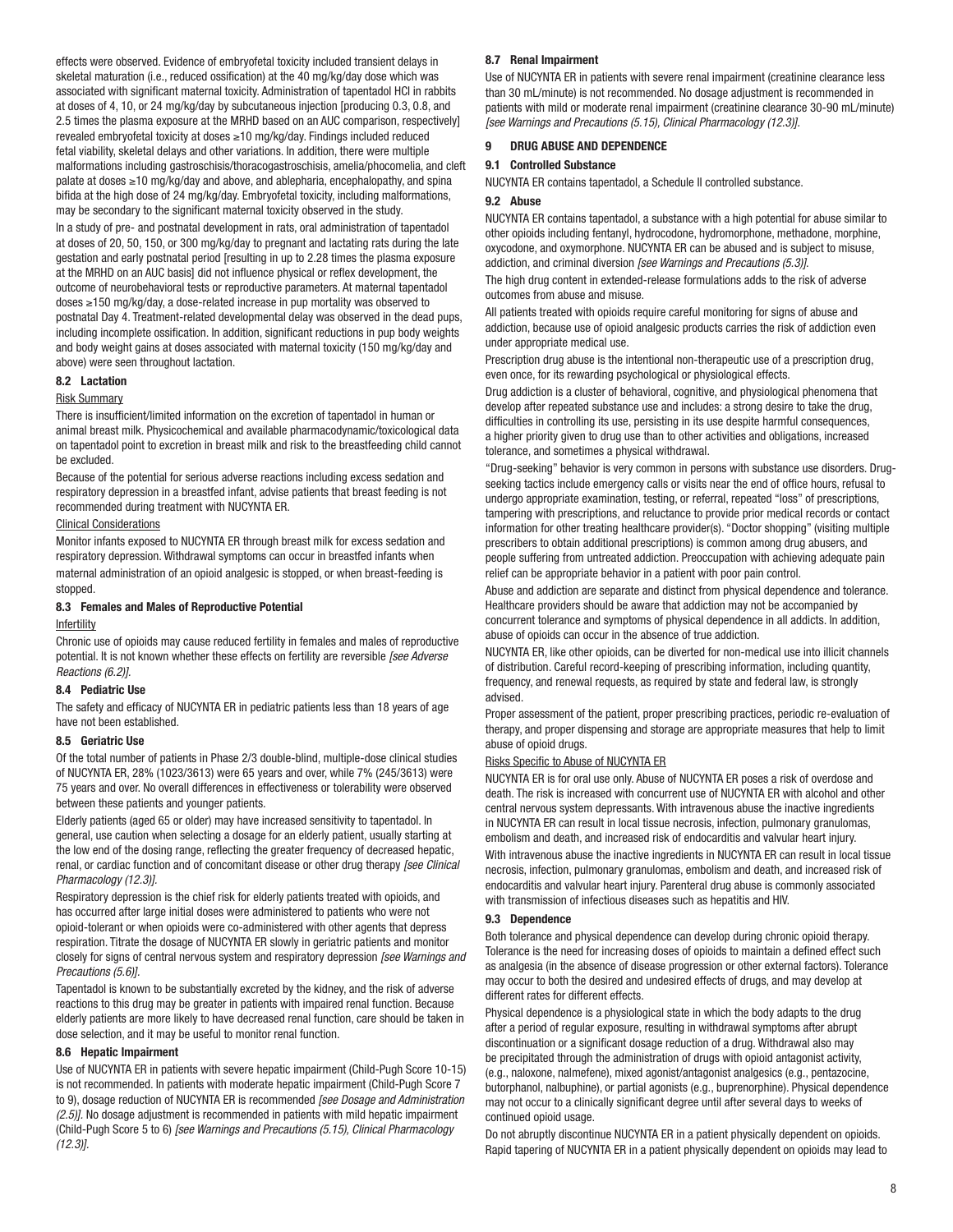effects were observed. Evidence of embryofetal toxicity included transient delays in skeletal maturation (i.e., reduced ossification) at the 40 mg/kg/day dose which was associated with significant maternal toxicity. Administration of tapentadol HCl in rabbits at doses of 4, 10, or 24 mg/kg/day by subcutaneous injection [producing 0.3, 0.8, and 2.5 times the plasma exposure at the MRHD based on an AUC comparison, respectively] revealed embryofetal toxicity at doses ≥10 mg/kg/day. Findings included reduced fetal viability, skeletal delays and other variations. In addition, there were multiple malformations including gastroschisis/thoracogastroschisis, amelia/phocomelia, and cleft palate at doses ≥10 mg/kg/day and above, and ablepharia, encephalopathy, and spina bifida at the high dose of 24 mg/kg/day. Embryofetal toxicity, including malformations, may be secondary to the significant maternal toxicity observed in the study.

In a study of pre- and postnatal development in rats, oral administration of tapentadol at doses of 20, 50, 150, or 300 mg/kg/day to pregnant and lactating rats during the late gestation and early postnatal period [resulting in up to 2.28 times the plasma exposure at the MRHD on an AUC basis] did not influence physical or reflex development, the outcome of neurobehavioral tests or reproductive parameters. At maternal tapentadol doses ≥150 mg/kg/day, a dose-related increase in pup mortality was observed to postnatal Day 4. Treatment-related developmental delay was observed in the dead pups, including incomplete ossification. In addition, significant reductions in pup body weights and body weight gains at doses associated with maternal toxicity (150 mg/kg/day and above) were seen throughout lactation.

### 8.2 Lactation

Risk Summary

There is insufficient/limited information on the excretion of tapentadol in human or animal breast milk. Physicochemical and available pharmacodynamic/toxicological data on tapentadol point to excretion in breast milk and risk to the breastfeeding child cannot be excluded.

Because of the potential for serious adverse reactions including excess sedation and respiratory depression in a breastfed infant, advise patients that breast feeding is not recommended during treatment with NUCYNTA ER.

Clinical Considerations

Monitor infants exposed to NUCYNTA ER through breast milk for excess sedation and respiratory depression. Withdrawal symptoms can occur in breastfed infants when maternal administration of an opioid analgesic is stopped, or when breast-feeding is stopped.

### 8.3 Females and Males of Reproductive Potential

Infertility

Chronic use of opioids may cause reduced fertility in females and males of reproductive potential. It is not known whether these effects on fertility are reversible *[see Adverse Reactions (6.2)]*.

### 8.4 Pediatric Use

The safety and efficacy of NUCYNTA ER in pediatric patients less than 18 years of age have not been established.

### 8.5 Geriatric Use

Of the total number of patients in Phase 2/3 double-blind, multiple-dose clinical studies of NUCYNTA ER, 28% (1023/3613) were 65 years and over, while 7% (245/3613) were 75 years and over. No overall differences in effectiveness or tolerability were observed between these patients and younger patients.

Elderly patients (aged 65 or older) may have increased sensitivity to tapentadol. In general, use caution when selecting a dosage for an elderly patient, usually starting at the low end of the dosing range, reflecting the greater frequency of decreased hepatic, renal, or cardiac function and of concomitant disease or other drug therapy *[see Clinical Pharmacology (12.3)]*.

Respiratory depression is the chief risk for elderly patients treated with opioids, and has occurred after large initial doses were administered to patients who were not opioid-tolerant or when opioids were co-administered with other agents that depress respiration. Titrate the dosage of NUCYNTA ER slowly in geriatric patients and monitor closely for signs of central nervous system and respiratory depression *[see Warnings and Precautions (5.6)]*.

Tapentadol is known to be substantially excreted by the kidney, and the risk of adverse reactions to this drug may be greater in patients with impaired renal function. Because elderly patients are more likely to have decreased renal function, care should be taken in dose selection, and it may be useful to monitor renal function.

### 8.6 Hepatic Impairment

Use of NUCYNTA ER in patients with severe hepatic impairment (Child-Pugh Score 10-15) is not recommended. In patients with moderate hepatic impairment (Child-Pugh Score 7 to 9), dosage reduction of NUCYNTA ER is recommended *[see Dosage and Administration (2.5)]*. No dosage adjustment is recommended in patients with mild hepatic impairment (Child-Pugh Score 5 to 6) *[see Warnings and Precautions (5.15), Clinical Pharmacology (12.3)]*.

### 8.7 Renal Impairment

Use of NUCYNTA ER in patients with severe renal impairment (creatinine clearance less than 30 mL/minute) is not recommended. No dosage adjustment is recommended in patients with mild or moderate renal impairment (creatinine clearance 30-90 mL/minute) *[see Warnings and Precautions (5.15), Clinical Pharmacology (12.3)]*.

## 9 DRUG ABUSE AND DEPENDENCE

### 9.1 Controlled Substance

NUCYNTA ER contains tapentadol, a Schedule II controlled substance.

### 9.2 Abuse

NUCYNTA ER contains tapentadol, a substance with a high potential for abuse similar to other opioids including fentanyl, hydrocodone, hydromorphone, methadone, morphine, oxycodone, and oxymorphone. NUCYNTA ER can be abused and is subject to misuse, addiction, and criminal diversion *[see Warnings and Precautions (5.3)]*.

The high drug content in extended-release formulations adds to the risk of adverse outcomes from abuse and misuse.

All patients treated with opioids require careful monitoring for signs of abuse and addiction, because use of opioid analgesic products carries the risk of addiction even under appropriate medical use.

Prescription drug abuse is the intentional non-therapeutic use of a prescription drug, even once, for its rewarding psychological or physiological effects.

Drug addiction is a cluster of behavioral, cognitive, and physiological phenomena that develop after repeated substance use and includes: a strong desire to take the drug, difficulties in controlling its use, persisting in its use despite harmful consequences, a higher priority given to drug use than to other activities and obligations, increased tolerance, and sometimes a physical withdrawal.

"Drug-seeking" behavior is very common in persons with substance use disorders. Drug-seeking tactics include emergency calls or visits near the end of office hours, refusal to undergo appropriate examination, testing, or referral, repeated "loss" of prescriptions, tampering with prescriptions, and reluctance to provide prior medical records or contact information for other treating healthcare provider(s). "Doctor shopping" (visiting multiple prescribers to obtain additional prescriptions) is common among drug abusers, and people suffering from untreated addiction. Preoccupation with achieving adequate pain relief can be appropriate behavior in a patient with poor pain control.

Abuse and addiction are separate and distinct from physical dependence and tolerance. Healthcare providers should be aware that addiction may not be accompanied by concurrent tolerance and symptoms of physical dependence in all addicts. In addition, abuse of opioids can occur in the absence of true addiction.

NUCYNTA ER, like other opioids, can be diverted for non-medical use into illicit channels of distribution. Careful record-keeping of prescribing information, including quantity, frequency, and renewal requests, as required by state and federal law, is strongly advised.

Proper assessment of the patient, proper prescribing practices, periodic re-evaluation of therapy, and proper dispensing and storage are appropriate measures that help to limit abuse of opioid drugs.

Risks Specific to Abuse of NUCYNTA ER

NUCYNTA ER is for oral use only. Abuse of NUCYNTA ER poses a risk of overdose and death. The risk is increased with concurrent use of NUCYNTA ER with alcohol and other central nervous system depressants. With intravenous abuse the inactive ingredients in NUCYNTA ER can result in local tissue necrosis, infection, pulmonary granulomas, embolism and death, and increased risk of endocarditis and valvular heart injury.

With intravenous abuse the inactive ingredients in NUCYNTA ER can result in local tissue necrosis, infection, pulmonary granulomas, embolism and death, and increased risk of endocarditis and valvular heart injury. Parenteral drug abuse is commonly associated with transmission of infectious diseases such as hepatitis and HIV.

### 9.3 Dependence

Both tolerance and physical dependence can develop during chronic opioid therapy. Tolerance is the need for increasing doses of opioids to maintain a defined effect such as analgesia (in the absence of disease progression or other external factors). Tolerance may occur to both the desired and undesired effects of drugs, and may develop at different rates for different effects.

Physical dependence is a physiological state in which the body adapts to the drug after a period of regular exposure, resulting in withdrawal symptoms after abrupt discontinuation or a significant dosage reduction of a drug. Withdrawal also may be precipitated through the administration of drugs with opioid antagonist activity, (e.g., naloxone, nalmefene), mixed agonist/antagonist analgesics (e.g., pentazocine, butorphanol, nalbuphine), or partial agonists (e.g., buprenorphine). Physical dependence may not occur to a clinically significant degree until after several days to weeks of continued opioid usage.

Do not abruptly discontinue NUCYNTA ER in a patient physically dependent on opioids. Rapid tapering of NUCYNTA ER in a patient physically dependent on opioids may lead to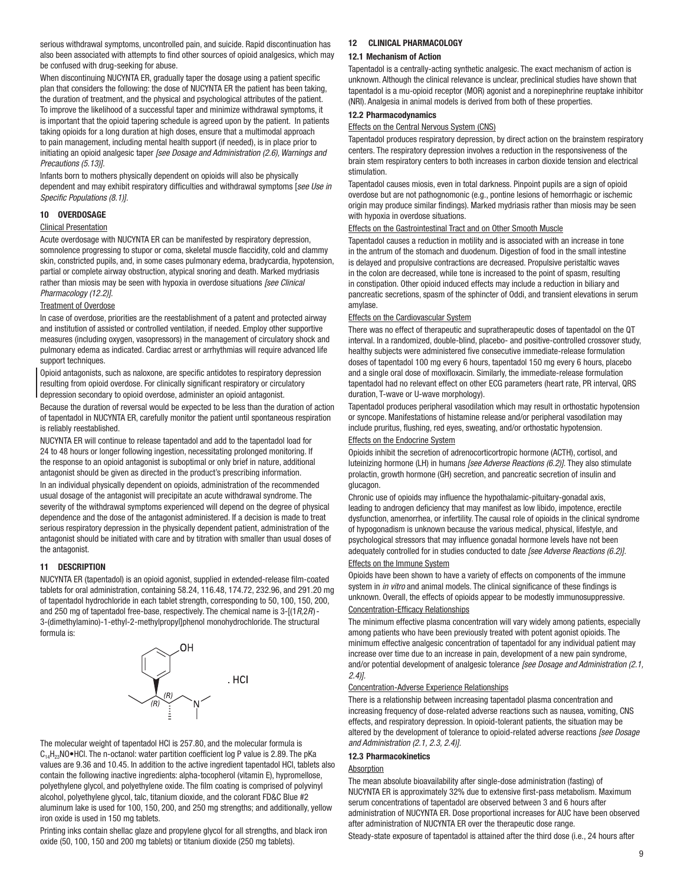serious withdrawal symptoms, uncontrolled pain, and suicide. Rapid discontinuation has also been associated with attempts to find other sources of opioid analgesics, which may be confused with drug-seeking for abuse.

When discontinuing NUCYNTA ER, gradually taper the dosage using a patient specific plan that considers the following: the dose of NUCYNTA ER the patient has been taking, the duration of treatment, and the physical and psychological attributes of the patient. To improve the likelihood of a successful taper and minimize withdrawal symptoms, it is important that the opioid tapering schedule is agreed upon by the patient. In patients taking opioids for a long duration at high doses, ensure that a multimodal approach to pain management, including mental health support (if needed), is in place prior to initiating an opioid analgesic taper *[see Dosage and Administration (2.6), Warnings and Precautions (5.13)]*.

Infants born to mothers physically dependent on opioids will also be physically dependent and may exhibit respiratory difficulties and withdrawal symptoms [*see Use in Specific Populations (8.1)]*.

## 10 OVERDOSAGE

Clinical Presentation

Acute overdosage with NUCYNTA ER can be manifested by respiratory depression, somnolence progressing to stupor or coma, skeletal muscle flaccidity, cold and clammy skin, constricted pupils, and, in some cases pulmonary edema, bradycardia, hypotension, partial or complete airway obstruction, atypical snoring and death. Marked mydriasis rather than miosis may be seen with hypoxia in overdose situations *[see Clinical Pharmacology (12.2)]*.

Treatment of Overdose

In case of overdose, priorities are the reestablishment of a patent and protected airway and institution of assisted or controlled ventilation, if needed. Employ other supportive measures (including oxygen, vasopressors) in the management of circulatory shock and pulmonary edema as indicated. Cardiac arrest or arrhythmias will require advanced life support techniques.

Opioid antagonists, such as naloxone, are specific antidotes to respiratory depression resulting from opioid overdose. For clinically significant respiratory or circulatory depression secondary to opioid overdose, administer an opioid antagonist.

Because the duration of reversal would be expected to be less than the duration of action of tapentadol in NUCYNTA ER, carefully monitor the patient until spontaneous respiration is reliably reestablished.

NUCYNTA ER will continue to release tapentadol and add to the tapentadol load for 24 to 48 hours or longer following ingestion, necessitating prolonged monitoring. If the response to an opioid antagonist is suboptimal or only brief in nature, additional antagonist should be given as directed in the product's prescribing information.

In an individual physically dependent on opioids, administration of the recommended usual dosage of the antagonist will precipitate an acute withdrawal syndrome. The severity of the withdrawal symptoms experienced will depend on the degree of physical dependence and the dose of the antagonist administered. If a decision is made to treat serious respiratory depression in the physically dependent patient, administration of the antagonist should be initiated with care and by titration with smaller than usual doses of the antagonist.

## 11 DESCRIPTION

NUCYNTA ER (tapentadol) is an opioid agonist, supplied in extended-release film-coated tablets for oral administration, containing 58.24, 116.48, 174.72, 232.96, and 291.20 mg of tapentadol hydrochloride in each tablet strength, corresponding to 50, 100, 150, 200, and 250 mg of tapentadol free-base, respectively. The chemical name is 3-[(1*R*,2*R*)-3-(dimethylamino)-1-ethyl-2-methylpropyl]phenol monohydrochloride. The structural formula is:

OH

. HCl

(R)

(R)

N

The molecular weight of tapentadol HCl is 257.80, and the molecular formula is $C_{14}H_{23}NO{\bullet}HCl$. The n-octanol: water partition coefficient log P value is 2.89. The pKa values are 9.36 and 10.45. In addition to the active ingredient tapentadol HCl, tablets also contain the following inactive ingredients: alpha-tocopherol (vitamin E), hypromellose, polyethylene glycol, and polyethylene oxide. The film coating is comprised of polyvinyl alcohol, polyethylene glycol, talc, titanium dioxide, and the colorant FD&C Blue #2 aluminum lake is used for 100, 150, 200, and 250 mg strengths; and additionally, yellow iron oxide is used in 150 mg tablets.

Printing inks contain shellac glaze and propylene glycol for all strengths, and black iron oxide (50, 100, 150 and 200 mg tablets) or titanium dioxide (250 mg tablets).

## 12 CLINICAL PHARMACOLOGY

### 12.1 Mechanism of Action

Tapentadol is a centrally-acting synthetic analgesic. The exact mechanism of action is unknown. Although the clinical relevance is unclear, preclinical studies have shown that tapentadol is a mu-opioid receptor (MOR) agonist and a norepinephrine reuptake inhibitor (NRI). Analgesia in animal models is derived from both of these properties.

### 12.2 Pharmacodynamics

Effects on the Central Nervous System (CNS)

Tapentadol produces respiratory depression, by direct action on the brainstem respiratory centers. The respiratory depression involves a reduction in the responsiveness of the brain stem respiratory centers to both increases in carbon dioxide tension and electrical stimulation.

Tapentadol causes miosis, even in total darkness. Pinpoint pupils are a sign of opioid overdose but are not pathognomonic (e.g., pontine lesions of hemorrhagic or ischemic origin may produce similar findings). Marked mydriasis rather than miosis may be seen with hypoxia in overdose situations.

Effects on the Gastrointestinal Tract and on Other Smooth Muscle

Tapentadol causes a reduction in motility and is associated with an increase in tone in the antrum of the stomach and duodenum. Digestion of food in the small intestine is delayed and propulsive contractions are decreased. Propulsive peristaltic waves in the colon are decreased, while tone is increased to the point of spasm, resulting in constipation. Other opioid induced effects may include a reduction in biliary and pancreatic secretions, spasm of the sphincter of Oddi, and transient elevations in serum amylase.

Effects on the Cardiovascular System

There was no effect of therapeutic and supratherapeutic doses of tapentadol on the QT interval. In a randomized, double-blind, placebo- and positive-controlled crossover study, healthy subjects were administered five consecutive immediate-release formulation doses of tapentadol 100 mg every 6 hours, tapentadol 150 mg every 6 hours, placebo and a single oral dose of moxifloxacin. Similarly, the immediate-release formulation tapentadol had no relevant effect on other ECG parameters (heart rate, PR interval, QRS duration, T-wave or U-wave morphology).

Tapentadol produces peripheral vasodilation which may result in orthostatic hypotension or syncope. Manifestations of histamine release and/or peripheral vasodilation may include pruritus, flushing, red eyes, sweating, and/or orthostatic hypotension.

Effects on the Endocrine System

Opioids inhibit the secretion of adrenocorticortropic hormone (ACTH), cortisol, and luteinizing hormone (LH) in humans *[see Adverse Reactions (6.2)]*. They also stimulate prolactin, growth hormone (GH) secretion, and pancreatic secretion of insulin and glucagon.

Chronic use of opioids may influence the hypothalamic-pituitary-gonadal axis, leading to androgen deficiency that may manifest as low libido, impotence, erectile dysfunction, amenorrhea, or infertility. The causal role of opioids in the clinical syndrome of hypogonadism is unknown because the various medical, physical, lifestyle, and psychological stressors that may influence gonadal hormone levels have not been adequately controlled for in studies conducted to date *[see Adverse Reactions (6.2)]*.

Effects on the Immune System

Opioids have been shown to have a variety of effects on components of the immune system in *in vitro* and animal models. The clinical significance of these findings is unknown. Overall, the effects of opioids appear to be modestly immunosuppressive.

Concentration-Efficacy Relationships

The minimum effective plasma concentration will vary widely among patients, especially among patients who have been previously treated with potent agonist opioids. The minimum effective analgesic concentration of tapentadol for any individual patient may increase over time due to an increase in pain, development of a new pain syndrome, and/or potential development of analgesic tolerance *[see Dosage and Administration (2.1, 2.4)]*.

Concentration-Adverse Experience Relationships

There is a relationship between increasing tapentadol plasma concentration and increasing frequency of dose-related adverse reactions such as nausea, vomiting, CNS effects, and respiratory depression. In opioid-tolerant patients, the situation may be altered by the development of tolerance to opioid-related adverse reactions *[see Dosage and Administration (2.1, 2.3, 2.4)]*.

### 12.3 Pharmacokinetics

Absorption

The mean absolute bioavailability after single-dose administration (fasting) of NUCYNTA ER is approximately 32% due to extensive first-pass metabolism. Maximum serum concentrations of tapentadol are observed between 3 and 6 hours after administration of NUCYNTA ER. Dose proportional increases for AUC have been observed after administration of NUCYNTA ER over the therapeutic dose range.

Steady-state exposure of tapentadol is attained after the third dose (i.e., 24 hours after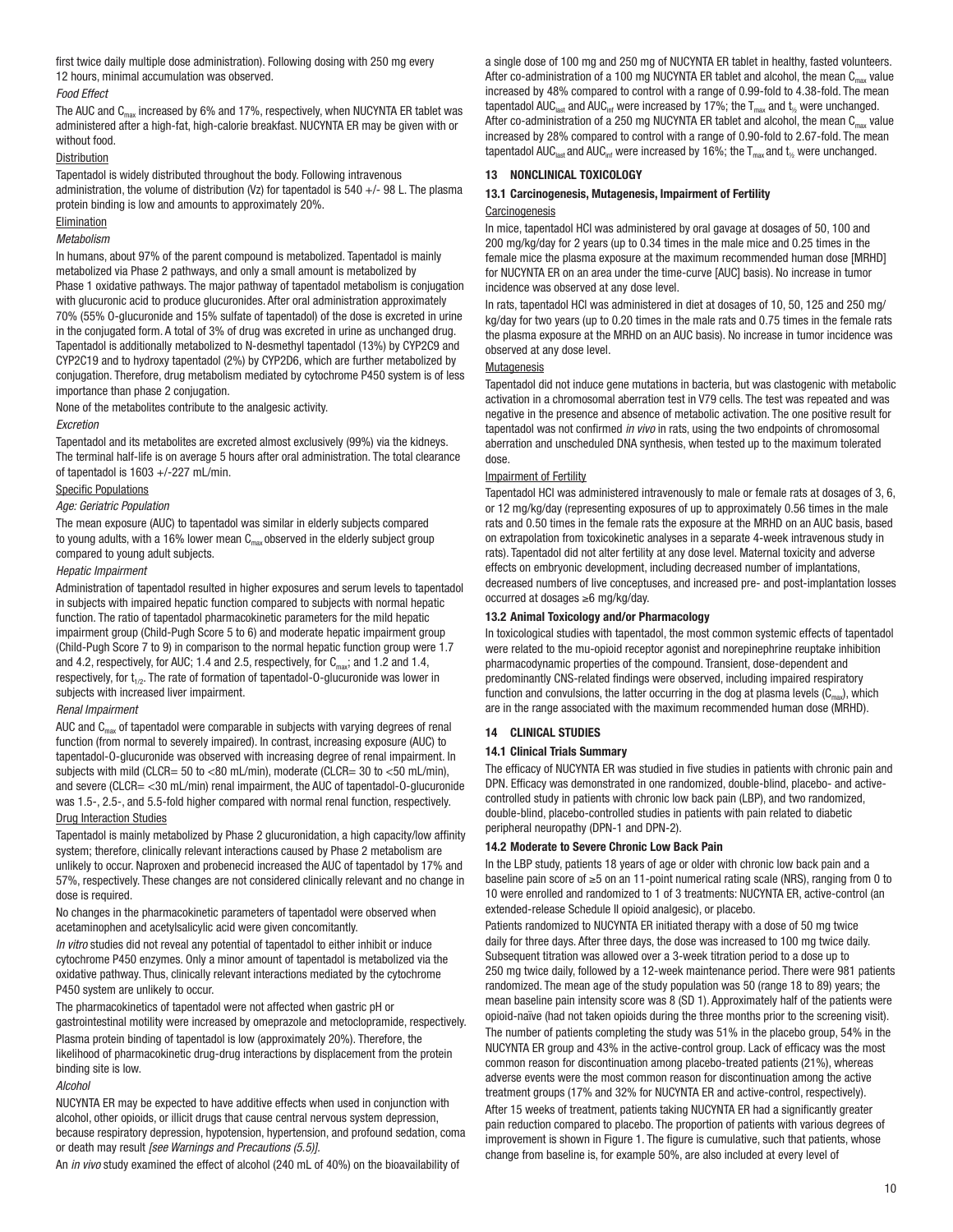first twice daily multiple dose administration). Following dosing with 250 mg every 12 hours, minimal accumulation was observed.

*Food Effect*

The AUC and $C_{max}$ increased by 6% and 17%, respectively, when NUCYNTA ER tablet was administered after a high-fat, high-calorie breakfast. NUCYNTA ER may be given with or without food.

Distribution

Tapentadol is widely distributed throughout the body. Following intravenous administration, the volume of distribution (Vz) for tapentadol is 540 +/- 98 L. The plasma protein binding is low and amounts to approximately 20%.

Elimination

*Metabolism*

In humans, about 97% of the parent compound is metabolized. Tapentadol is mainly metabolized via Phase 2 pathways, and only a small amount is metabolized by Phase 1 oxidative pathways. The major pathway of tapentadol metabolism is conjugation with glucuronic acid to produce glucuronides. After oral administration approximately 70% (55% O-glucuronide and 15% sulfate of tapentadol) of the dose is excreted in urine in the conjugated form. A total of 3% of drug was excreted in urine as unchanged drug. Tapentadol is additionally metabolized to N-desmethyl tapentadol (13%) by CYP2C9 and CYP2C19 and to hydroxy tapentadol (2%) by CYP2D6, which are further metabolized by conjugation. Therefore, drug metabolism mediated by cytochrome P450 system is of less importance than phase 2 conjugation.

None of the metabolites contribute to the analgesic activity.

*Excretion*

Tapentadol and its metabolites are excreted almost exclusively (99%) via the kidneys. The terminal half-life is on average 5 hours after oral administration. The total clearance of tapentadol is 1603 +/-227 mL/min.

Specific Populations

*Age: Geriatric Population*

The mean exposure (AUC) to tapentadol was similar in elderly subjects compared to young adults, with a 16% lower mean $C_{max}$ observed in the elderly subject group compared to young adult subjects.

*Hepatic Impairment*

Administration of tapentadol resulted in higher exposures and serum levels to tapentadol in subjects with impaired hepatic function compared to subjects with normal hepatic function. The ratio of tapentadol pharmacokinetic parameters for the mild hepatic impairment group (Child-Pugh Score 5 to 6) and moderate hepatic impairment group (Child-Pugh Score 7 to 9) in comparison to the normal hepatic function group were 1.7 and 4.2, respectively, for AUC; 1.4 and 2.5, respectively, for $C_{max}$; and 1.2 and 1.4, respectively, for $t_{1/2}$. The rate of formation of tapentadol-O-glucuronide was lower in subjects with increased liver impairment.

*Renal Impairment*

AUC and $C_{max}$ of tapentadol were comparable in subjects with varying degrees of renal function (from normal to severely impaired). In contrast, increasing exposure (AUC) to tapentadol-O-glucuronide was observed with increasing degree of renal impairment. In subjects with mild (CLCR= 50 to <80 mL/min), moderate (CLCR= 30 to <50 mL/min), and severe (CLCR= <30 mL/min) renal impairment, the AUC of tapentadol-O-glucuronide was 1.5-, 2.5-, and 5.5-fold higher compared with normal renal function, respectively.

Drug Interaction Studies

Tapentadol is mainly metabolized by Phase 2 glucuronidation, a high capacity/low affinity system; therefore, clinically relevant interactions caused by Phase 2 metabolism are unlikely to occur. Naproxen and probenecid increased the AUC of tapentadol by 17% and 57%, respectively. These changes are not considered clinically relevant and no change in dose is required.

No changes in the pharmacokinetic parameters of tapentadol were observed when acetaminophen and acetylsalicylic acid were given concomitantly.

*In vitro* studies did not reveal any potential of tapentadol to either inhibit or induce cytochrome P450 enzymes. Only a minor amount of tapentadol is metabolized via the oxidative pathway. Thus, clinically relevant interactions mediated by the cytochrome P450 system are unlikely to occur.

The pharmacokinetics of tapentadol were not affected when gastric pH or gastrointestinal motility were increased by omeprazole and metoclopramide, respectively.

Plasma protein binding of tapentadol is low (approximately 20%). Therefore, the likelihood of pharmacokinetic drug-drug interactions by displacement from the protein binding site is low.

*Alcohol*

NUCYNTA ER may be expected to have additive effects when used in conjunction with alcohol, other opioids, or illicit drugs that cause central nervous system depression, because respiratory depression, hypotension, hypertension, and profound sedation, coma or death may result *[see Warnings and Precautions (5.5)]*.

An *in vivo* study examined the effect of alcohol (240 mL of 40%) on the bioavailability of a single dose of 100 mg and 250 mg of NUCYNTA ER tablet in healthy, fasted volunteers. After co-administration of a 100 mg NUCYNTA ER tablet and alcohol, the mean $C_{max}$ value increased by 48% compared to control with a range of 0.99-fold to 4.38-fold. The mean tapentadol $AUC_{last}$ and $AUC_{inf}$ were increased by 17%; the $T_{max}$ and $t_{½}$ were unchanged. After co-administration of a 250 mg NUCYNTA ER tablet and alcohol, the mean $C_{max}$ value increased by 28% compared to control with a range of 0.90-fold to 2.67-fold. The mean tapentadol $AUC_{last}$ and $AUC_{inf}$ were increased by 16%; the $T_{max}$ and $t_{½}$ were unchanged.

## 13 NONCLINICAL TOXICOLOGY

### 13.1 Carcinogenesis, Mutagenesis, Impairment of Fertility

Carcinogenesis

In mice, tapentadol HCl was administered by oral gavage at dosages of 50, 100 and 200 mg/kg/day for 2 years (up to 0.34 times in the male mice and 0.25 times in the female mice the plasma exposure at the maximum recommended human dose [MRHD] for NUCYNTA ER on an area under the time-curve [AUC] basis). No increase in tumor incidence was observed at any dose level.

In rats, tapentadol HCl was administered in diet at dosages of 10, 50, 125 and 250 mg/kg/day for two years (up to 0.20 times in the male rats and 0.75 times in the female rats the plasma exposure at the MRHD on an AUC basis). No increase in tumor incidence was observed at any dose level.

Mutagenesis

Tapentadol did not induce gene mutations in bacteria, but was clastogenic with metabolic activation in a chromosomal aberration test in V79 cells. The test was repeated and was negative in the presence and absence of metabolic activation. The one positive result for tapentadol was not confirmed *in vivo* in rats, using the two endpoints of chromosomal aberration and unscheduled DNA synthesis, when tested up to the maximum tolerated dose.

Impairment of Fertility

Tapentadol HCl was administered intravenously to male or female rats at dosages of 3, 6, or 12 mg/kg/day (representing exposures of up to approximately 0.56 times in the male rats and 0.50 times in the female rats the exposure at the MRHD on an AUC basis, based on extrapolation from toxicokinetic analyses in a separate 4-week intravenous study in rats). Tapentadol did not alter fertility at any dose level. Maternal toxicity and adverse effects on embryonic development, including decreased number of implantations, decreased numbers of live conceptuses, and increased pre- and post-implantation losses occurred at dosages ≥6 mg/kg/day.

### 13.2 Animal Toxicology and/or Pharmacology

In toxicological studies with tapentadol, the most common systemic effects of tapentadol were related to the mu-opioid receptor agonist and norepinephrine reuptake inhibition pharmacodynamic properties of the compound. Transient, dose-dependent and predominantly CNS-related findings were observed, including impaired respiratory function and convulsions, the latter occurring in the dog at plasma levels ($C_{max}$), which are in the range associated with the maximum recommended human dose (MRHD).

## 14 CLINICAL STUDIES

### 14.1 Clinical Trials Summary

The efficacy of NUCYNTA ER was studied in five studies in patients with chronic pain and DPN. Efficacy was demonstrated in one randomized, double-blind, placebo- and active-controlled study in patients with chronic low back pain (LBP), and two randomized, double-blind, placebo-controlled studies in patients with pain related to diabetic peripheral neuropathy (DPN-1 and DPN-2).

### 14.2 Moderate to Severe Chronic Low Back Pain

In the LBP study, patients 18 years of age or older with chronic low back pain and a baseline pain score of ≥5 on an 11-point numerical rating scale (NRS), ranging from 0 to 10 were enrolled and randomized to 1 of 3 treatments: NUCYNTA ER, active-control (an extended-release Schedule II opioid analgesic), or placebo.

Patients randomized to NUCYNTA ER initiated therapy with a dose of 50 mg twice daily for three days. After three days, the dose was increased to 100 mg twice daily. Subsequent titration was allowed over a 3-week titration period to a dose up to 250 mg twice daily, followed by a 12-week maintenance period. There were 981 patients randomized. The mean age of the study population was 50 (range 18 to 89) years; the mean baseline pain intensity score was 8 (SD 1). Approximately half of the patients were opioid-naïve (had not taken opioids during the three months prior to the screening visit).

The number of patients completing the study was 51% in the placebo group, 54% in the NUCYNTA ER group and 43% in the active-control group. Lack of efficacy was the most common reason for discontinuation among placebo-treated patients (21%), whereas adverse events were the most common reason for discontinuation among the active treatment groups (17% and 32% for NUCYNTA ER and active-control, respectively).

After 15 weeks of treatment, patients taking NUCYNTA ER had a significantly greater pain reduction compared to placebo. The proportion of patients with various degrees of improvement is shown in Figure 1. The figure is cumulative, such that patients, whose change from baseline is, for example 50%, are also included at every level of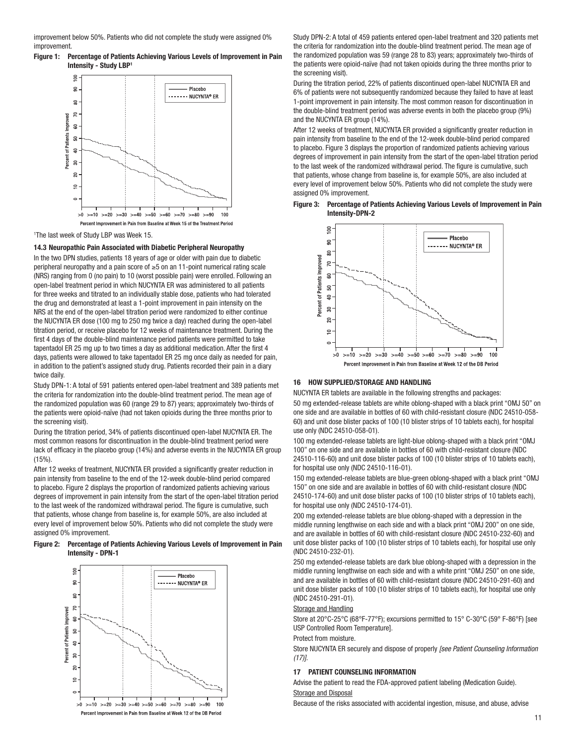improvement below 50%. Patients who did not complete the study were assigned 0% improvement.

**Figure 1: Percentage of Patients Achieving Various Levels of Improvement in Pain Intensity - Study LBP[1]**

[1]The last week of Study LBP was Week 15.

### 14.3 Neuropathic Pain Associated with Diabetic Peripheral Neuropathy

In the two DPN studies, patients 18 years of age or older with pain due to diabetic peripheral neuropathy and a pain score of ≥5 on an 11-point numerical rating scale (NRS) ranging from 0 (no pain) to 10 (worst possible pain) were enrolled. Following an open-label treatment period in which NUCYNTA ER was administered to all patients for three weeks and titrated to an individually stable dose, patients who had tolerated the drug and demonstrated at least a 1-point improvement in pain intensity on the NRS at the end of the open-label titration period were randomized to either continue the NUCYNTA ER dose (100 mg to 250 mg twice a day) reached during the open-label titration period, or receive placebo for 12 weeks of maintenance treatment. During the first 4 days of the double-blind maintenance period patients were permitted to take tapentadol ER 25 mg up to two times a day as additional medication. After the first 4 days, patients were allowed to take tapentadol ER 25 mg once daily as needed for pain, in addition to the patient's assigned study drug. Patients recorded their pain in a diary twice daily.

Study DPN-1: A total of 591 patients entered open-label treatment and 389 patients met the criteria for randomization into the double-blind treatment period. The mean age of the randomized population was 60 (range 29 to 87) years; approximately two-thirds of the patients were opioid-naïve (had not taken opioids during the three months prior to the screening visit).

During the titration period, 34% of patients discontinued open-label NUCYNTA ER. The most common reasons for discontinuation in the double-blind treatment period were lack of efficacy in the placebo group (14%) and adverse events in the NUCYNTA ER group (15%).

After 12 weeks of treatment, NUCYNTA ER provided a significantly greater reduction in pain intensity from baseline to the end of the 12-week double-blind period compared to placebo. Figure 2 displays the proportion of randomized patients achieving various degrees of improvement in pain intensity from the start of the open-label titration period to the last week of the randomized withdrawal period. The figure is cumulative, such that patients, whose change from baseline is, for example 50%, are also included at every level of improvement below 50%. Patients who did not complete the study were assigned 0% improvement.

**Figure 2: Percentage of Patients Achieving Various Levels of Improvement in Pain Intensity - DPN-1**

Study DPN-2: A total of 459 patients entered open-label treatment and 320 patients met the criteria for randomization into the double-blind treatment period. The mean age of the randomized population was 59 (range 28 to 83) years; approximately two-thirds of the patients were opioid-naïve (had not taken opioids during the three months prior to the screening visit).

During the titration period, 22% of patients discontinued open-label NUCYNTA ER and 6% of patients were not subsequently randomized because they failed to have at least 1-point improvement in pain intensity. The most common reason for discontinuation in the double-blind treatment period was adverse events in both the placebo group (9%) and the NUCYNTA ER group (14%).

After 12 weeks of treatment, NUCYNTA ER provided a significantly greater reduction in pain intensity from baseline to the end of the 12-week double-blind period compared to placebo. Figure 3 displays the proportion of randomized patients achieving various degrees of improvement in pain intensity from the start of the open-label titration period to the last week of the randomized withdrawal period. The figure is cumulative, such that patients, whose change from baseline is, for example 50%, are also included at every level of improvement below 50%. Patients who did not complete the study were assigned 0% improvement.

**Figure 3: Percentage of Patients Achieving Various Levels of Improvement in Pain Intensity-DPN-2**

## 16 HOW SUPPLIED/STORAGE AND HANDLING

NUCYNTA ER tablets are available in the following strengths and packages:

50 mg extended-release tablets are white oblong-shaped with a black print "OMJ 50" on one side and are available in bottles of 60 with child-resistant closure (NDC 24510-058-60) and unit dose blister packs of 100 (10 blister strips of 10 tablets each), for hospital use only (NDC 24510-058-01).

100 mg extended-release tablets are light-blue oblong-shaped with a black print "OMJ 100" on one side and are available in bottles of 60 with child-resistant closure (NDC 24510-116-60) and unit dose blister packs of 100 (10 blister strips of 10 tablets each), for hospital use only (NDC 24510-116-01).

150 mg extended-release tablets are blue-green oblong-shaped with a black print "OMJ 150" on one side and are available in bottles of 60 with child-resistant closure (NDC 24510-174-60) and unit dose blister packs of 100 (10 blister strips of 10 tablets each), for hospital use only (NDC 24510-174-01).

200 mg extended-release tablets are blue oblong-shaped with a depression in the middle running lengthwise on each side and with a black print "OMJ 200" on one side, and are available in bottles of 60 with child-resistant closure (NDC 24510-232-60) and unit dose blister packs of 100 (10 blister strips of 10 tablets each), for hospital use only (NDC 24510-232-01).

250 mg extended-release tablets are dark blue oblong-shaped with a depression in the middle running lengthwise on each side and with a white print "OMJ 250" on one side, and are available in bottles of 60 with child-resistant closure (NDC 24510-291-60) and unit dose blister packs of 100 (10 blister strips of 10 tablets each), for hospital use only (NDC 24510-291-01).

Storage and Handling

Store at 20°C-25°C (68°F-77°F); excursions permitted to 15° C-30°C (59° F-86°F) [see USP Controlled Room Temperature].

Protect from moisture.

Store NUCYNTA ER securely and dispose of properly *[see Patient Counseling Information (17)]*.

## 17 PATIENT COUNSELING INFORMATION

Advise the patient to read the FDA-approved patient labeling (Medication Guide).

Storage and Disposal

Because of the risks associated with accidental ingestion, misuse, and abuse, advise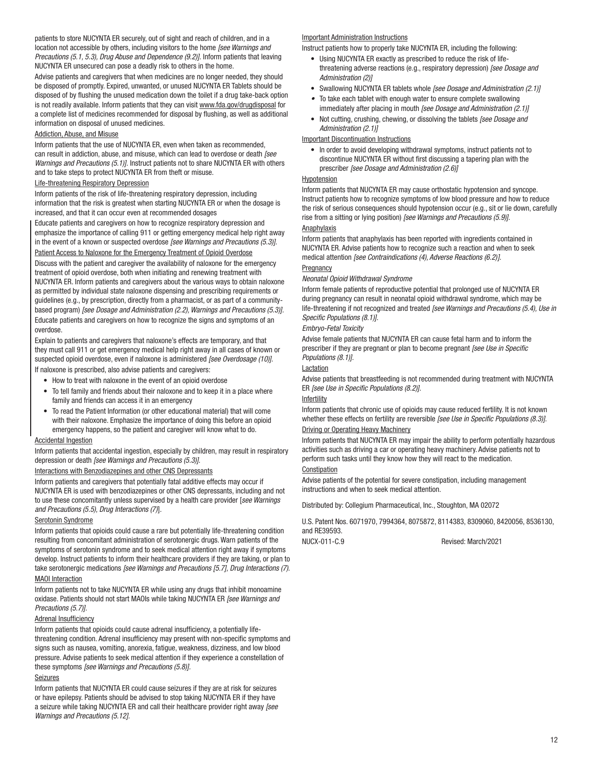patients to store NUCYNTA ER securely, out of sight and reach of children, and in a location not accessible by others, including visitors to the home *[see Warnings and Precautions (5.1, 5.3), Drug Abuse and Dependence (9.2)]*. Inform patients that leaving NUCYNTA ER unsecured can pose a deadly risk to others in the home.

Advise patients and caregivers that when medicines are no longer needed, they should be disposed of promptly. Expired, unwanted, or unused NUCYNTA ER Tablets should be disposed of by flushing the unused medication down the toilet if a drug take-back option is not readily available. Inform patients that they can visit www.fda.gov/drugdisposal for a complete list of medicines recommended for disposal by flushing, as well as additional information on disposal of unused medicines.

Addiction, Abuse, and Misuse

Inform patients that the use of NUCYNTA ER, even when taken as recommended, can result in addiction, abuse, and misuse, which can lead to overdose or death *[see Warnings and Precautions (5.1)]*. Instruct patients not to share NUCYNTA ER with others and to take steps to protect NUCYNTA ER from theft or misuse.

Life-threatening Respiratory Depression

Inform patients of the risk of life-threatening respiratory depression, including information that the risk is greatest when starting NUCYNTA ER or when the dosage is increased, and that it can occur even at recommended dosages

Educate patients and caregivers on how to recognize respiratory depression and emphasize the importance of calling 911 or getting emergency medical help right away in the event of a known or suspected overdose *[see Warnings and Precautions (5.3)]*.

Patient Access to Naloxone for the Emergency Treatment of Opioid Overdose

Discuss with the patient and caregiver the availability of naloxone for the emergency treatment of opioid overdose, both when initiating and renewing treatment with NUCYNTA ER. Inform patients and caregivers about the various ways to obtain naloxone as permitted by individual state naloxone dispensing and prescribing requirements or guidelines (e.g., by prescription, directly from a pharmacist, or as part of a community-based program) *[see Dosage and Administration (2.2), Warnings and Precautions (5.3)]*. Educate patients and caregivers on how to recognize the signs and symptoms of an overdose.

Explain to patients and caregivers that naloxone's effects are temporary, and that they must call 911 or get emergency medical help right away in all cases of known or suspected opioid overdose, even if naloxone is administered *[see Overdosage (10)]*.

If naloxone is prescribed, also advise patients and caregivers:

- How to treat with naloxone in the event of an opioid overdose
- To tell family and friends about their naloxone and to keep it in a place where family and friends can access it in an emergency
- To read the Patient Information (or other educational material) that will come with their naloxone. Emphasize the importance of doing this before an opioid emergency happens, so the patient and caregiver will know what to do.

Accidental Ingestion

Inform patients that accidental ingestion, especially by children, may result in respiratory depression or death *[see Warnings and Precautions (5.3)]*.

Interactions with Benzodiazepines and other CNS Depressants

Inform patients and caregivers that potentially fatal additive effects may occur if NUCYNTA ER is used with benzodiazepines or other CNS depressants, including and not to use these concomitantly unless supervised by a health care provider [*see Warnings and Precautions (5.5), Drug Interactions (7)*].

Serotonin Syndrome

Inform patients that opioids could cause a rare but potentially life-threatening condition resulting from concomitant administration of serotonergic drugs. Warn patients of the symptoms of serotonin syndrome and to seek medical attention right away if symptoms develop. Instruct patients to inform their healthcare providers if they are taking, or plan to take serotonergic medications *[see Warnings and Precautions [5.7], Drug Interactions (7)*.

MAOI Interaction

Inform patients not to take NUCYNTA ER while using any drugs that inhibit monoamine oxidase. Patients should not start MAOIs while taking NUCYNTA ER *[see Warnings and Precautions (5.7)]*.

Adrenal Insufficiency

Inform patients that opioids could cause adrenal insufficiency, a potentially life-threatening condition. Adrenal insufficiency may present with non-specific symptoms and signs such as nausea, vomiting, anorexia, fatigue, weakness, dizziness, and low blood pressure. Advise patients to seek medical attention if they experience a constellation of these symptoms *[see Warnings and Precautions (5.8)]*.

Seizures

Inform patients that NUCYNTA ER could cause seizures if they are at risk for seizures or have epilepsy. Patients should be advised to stop taking NUCYNTA ER if they have a seizure while taking NUCYNTA ER and call their healthcare provider right away *[see Warnings and Precautions (5.12]*.

Important Administration Instructions

Instruct patients how to properly take NUCYNTA ER, including the following:

- Using NUCYNTA ER exactly as prescribed to reduce the risk of life-threatening adverse reactions (e.g., respiratory depression) *[see Dosage and Administration (2)]*
- Swallowing NUCYNTA ER tablets whole *[see Dosage and Administration (2.1)]*
- To take each tablet with enough water to ensure complete swallowing immediately after placing in mouth *[see Dosage and Administration (2.1)]*
- Not cutting, crushing, chewing, or dissolving the tablets *[see Dosage and Administration (2.1)]*

Important Discontinuation Instructions

- In order to avoid developing withdrawal symptoms, instruct patients not to discontinue NUCYNTA ER without first discussing a tapering plan with the prescriber *[see Dosage and Administration (2.6)]*

Hypotension

Inform patients that NUCYNTA ER may cause orthostatic hypotension and syncope. Instruct patients how to recognize symptoms of low blood pressure and how to reduce the risk of serious consequences should hypotension occur (e.g., sit or lie down, carefully rise from a sitting or lying position) *[see Warnings and Precautions (5.9)]*.

Anaphylaxis

Inform patients that anaphylaxis has been reported with ingredients contained in NUCYNTA ER. Advise patients how to recognize such a reaction and when to seek medical attention *[see Contraindications (4), Adverse Reactions (6.2)]*.

Pregnancy

*Neonatal Opioid Withdrawal Syndrome*

Inform female patients of reproductive potential that prolonged use of NUCYNTA ER during pregnancy can result in neonatal opioid withdrawal syndrome, which may be life-threatening if not recognized and treated *[see Warnings and Precautions (5.4), Use in Specific Populations (8.1)]*.

*Embryo-Fetal Toxicity*

Advise female patients that NUCYNTA ER can cause fetal harm and to inform the prescriber if they are pregnant or plan to become pregnant *[see Use in Specific Populations (8.1)]*.

Lactation

Advise patients that breastfeeding is not recommended during treatment with NUCYNTA ER *[see Use in Specific Populations (8.2)]*.

Infertility

Inform patients that chronic use of opioids may cause reduced fertility. It is not known whether these effects on fertility are reversible *[see Use in Specific Populations (8.3)]*.

Driving or Operating Heavy Machinery

Inform patients that NUCYNTA ER may impair the ability to perform potentially hazardous activities such as driving a car or operating heavy machinery. Advise patients not to perform such tasks until they know how they will react to the medication.

Constipation

Advise patients of the potential for severe constipation, including management instructions and when to seek medical attention.

Distributed by: Collegium Pharmaceutical, Inc., Stoughton, MA 02072

U.S. Patent Nos. 6071970, 7994364, 8075872, 8114383, 8309060, 8420056, 8536130, and RE39593.

NUCX-011-C.9 Revised: March/2021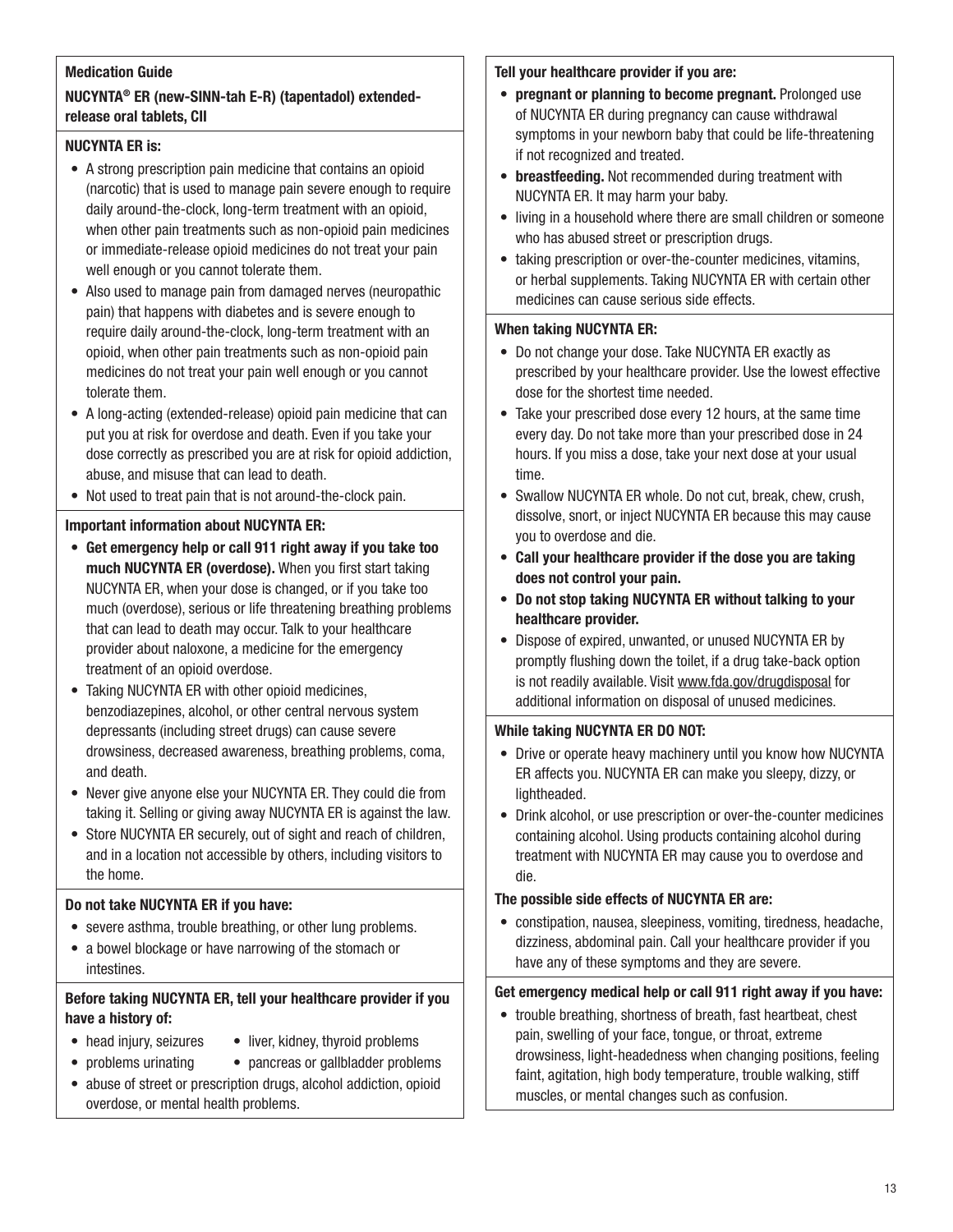**Medication Guide**

**NUCYNTA® ER (new-SINN-tah E-R) (tapentadol) extended-release oral tablets, CII**

**NUCYNTA ER is:**

- A strong prescription pain medicine that contains an opioid (narcotic) that is used to manage pain severe enough to require daily around-the-clock, long-term treatment with an opioid, when other pain treatments such as non-opioid pain medicines or immediate-release opioid medicines do not treat your pain well enough or you cannot tolerate them.
- Also used to manage pain from damaged nerves (neuropathic pain) that happens with diabetes and is severe enough to require daily around-the-clock, long-term treatment with an opioid, when other pain treatments such as non-opioid pain medicines do not treat your pain well enough or you cannot tolerate them.
- A long-acting (extended-release) opioid pain medicine that can put you at risk for overdose and death. Even if you take your dose correctly as prescribed you are at risk for opioid addiction, abuse, and misuse that can lead to death.
- Not used to treat pain that is not around-the-clock pain.

**Important information about NUCYNTA ER:**

- **Get emergency help or call 911 right away if you take too much NUCYNTA ER (overdose).** When you first start taking NUCYNTA ER, when your dose is changed, or if you take too much (overdose), serious or life threatening breathing problems that can lead to death may occur. Talk to your healthcare provider about naloxone, a medicine for the emergency treatment of an opioid overdose.
- Taking NUCYNTA ER with other opioid medicines, benzodiazepines, alcohol, or other central nervous system depressants (including street drugs) can cause severe drowsiness, decreased awareness, breathing problems, coma, and death.
- Never give anyone else your NUCYNTA ER. They could die from taking it. Selling or giving away NUCYNTA ER is against the law.
- Store NUCYNTA ER securely, out of sight and reach of children, and in a location not accessible by others, including visitors to the home.

**Do not take NUCYNTA ER if you have:**

- severe asthma, trouble breathing, or other lung problems.
- a bowel blockage or have narrowing of the stomach or intestines.

**Before taking NUCYNTA ER, tell your healthcare provider if you have a history of:**

- head injury, seizures
- liver, kidney, thyroid problems
- problems urinating
- pancreas or gallbladder problems
- abuse of street or prescription drugs, alcohol addiction, opioid overdose, or mental health problems.

**Tell your healthcare provider if you are:**

- **pregnant or planning to become pregnant.** Prolonged use of NUCYNTA ER during pregnancy can cause withdrawal symptoms in your newborn baby that could be life-threatening if not recognized and treated.
- **breastfeeding.** Not recommended during treatment with NUCYNTA ER. It may harm your baby.
- living in a household where there are small children or someone who has abused street or prescription drugs.
- taking prescription or over-the-counter medicines, vitamins, or herbal supplements. Taking NUCYNTA ER with certain other medicines can cause serious side effects.

**When taking NUCYNTA ER:**

- Do not change your dose. Take NUCYNTA ER exactly as prescribed by your healthcare provider. Use the lowest effective dose for the shortest time needed.
- Take your prescribed dose every 12 hours, at the same time every day. Do not take more than your prescribed dose in 24 hours. If you miss a dose, take your next dose at your usual time.
- Swallow NUCYNTA ER whole. Do not cut, break, chew, crush, dissolve, snort, or inject NUCYNTA ER because this may cause you to overdose and die.
- **Call your healthcare provider if the dose you are taking does not control your pain.**
- **Do not stop taking NUCYNTA ER without talking to your healthcare provider.**
- Dispose of expired, unwanted, or unused NUCYNTA ER by promptly flushing down the toilet, if a drug take-back option is not readily available. Visit www.fda.gov/drugdisposal for additional information on disposal of unused medicines.

**While taking NUCYNTA ER DO NOT:**

- Drive or operate heavy machinery until you know how NUCYNTA ER affects you. NUCYNTA ER can make you sleepy, dizzy, or lightheaded.
- Drink alcohol, or use prescription or over-the-counter medicines containing alcohol. Using products containing alcohol during treatment with NUCYNTA ER may cause you to overdose and die.

**The possible side effects of NUCYNTA ER are:**

- constipation, nausea, sleepiness, vomiting, tiredness, headache, dizziness, abdominal pain. Call your healthcare provider if you have any of these symptoms and they are severe.

**Get emergency medical help or call 911 right away if you have:**

- trouble breathing, shortness of breath, fast heartbeat, chest pain, swelling of your face, tongue, or throat, extreme drowsiness, light-headedness when changing positions, feeling faint, agitation, high body temperature, trouble walking, stiff muscles, or mental changes such as confusion.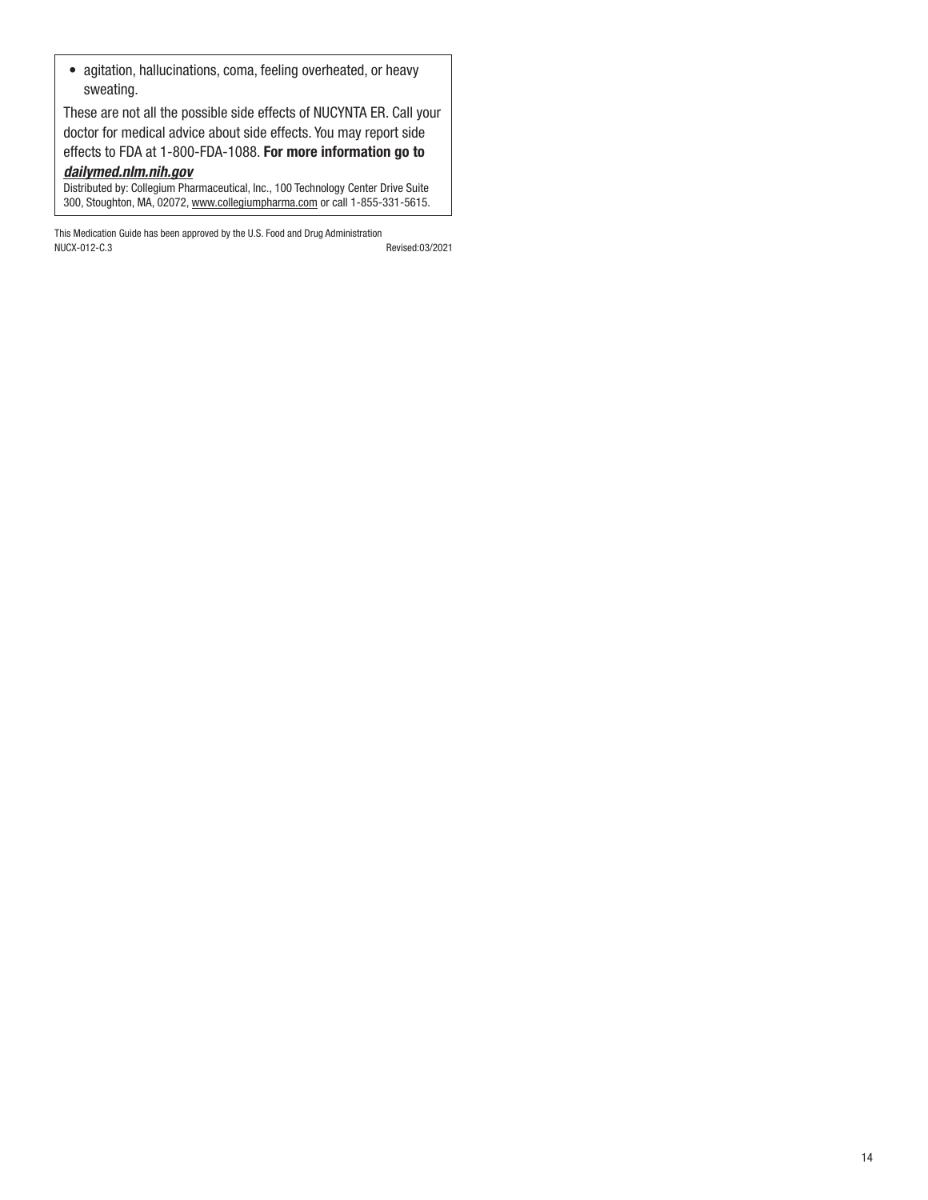- agitation, hallucinations, coma, feeling overheated, or heavy sweating.

These are not all the possible side effects of NUCYNTA ER. Call your doctor for medical advice about side effects. You may report side effects to FDA at 1-800-FDA-1088. **For more information go to *dailymed.nlm.nih.gov***

Distributed by: Collegium Pharmaceutical, Inc., 100 Technology Center Drive Suite 300, Stoughton, MA, 02072, www.collegiumpharma.com or call 1-855-331-5615.

This Medication Guide has been approved by the U.S. Food and Drug Administration

NUCX-012-C.3 Revised:03/2021